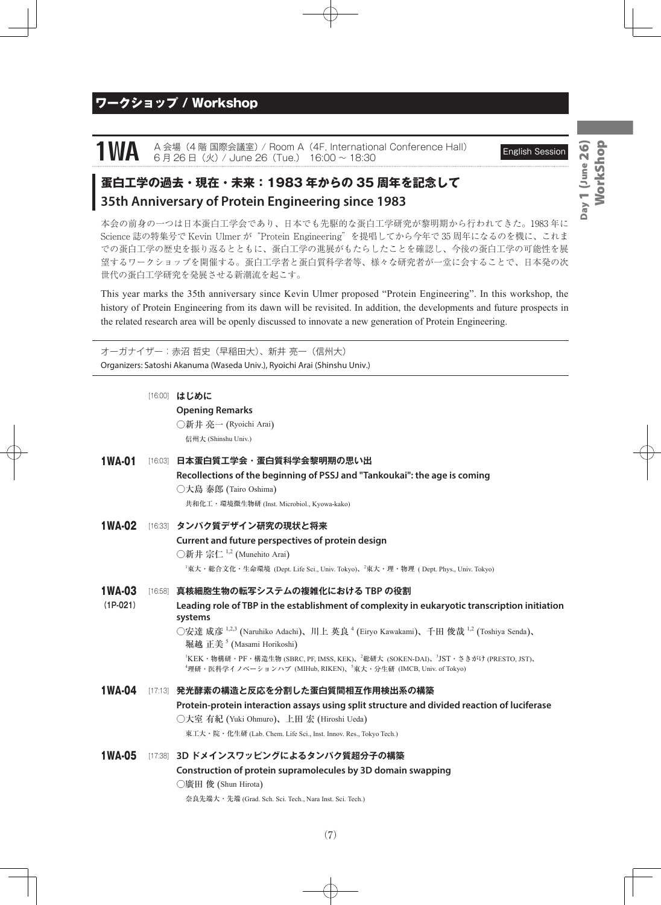## ワークショップ / Workshop

# 1WA

A 会場（4 階 国際会議室）/ Room A（4F, International Conference Hall）
6 月 26 日（火）/ June 26（Tue.） 16:00 ～ 18:30

English Session

## 蛋白工学の過去・現在・未来：1983 年からの 35 周年を記念して
## 35th Anniversary of Protein Engineering since 1983

本会の前身の一つは日本蛋白工学会であり、日本でも先駆的な蛋白工学研究が黎明期から行われてきた。1983 年に Science 誌の特集号で Kevin Ulmer が "Protein Engineering" を提唱してから今年で 35 周年になるのを機に、これまでの蛋白工学の歴史を振り返るとともに、蛋白工学の進展がもたらしたことを確認し、今後の蛋白工学の可能性を展望するワークショップを開催する。蛋白工学者と蛋白質科学者等、様々な研究者が一堂に会することで、日本発の次世代の蛋白工学研究を発展させる新潮流を起こす。

This year marks the 35th anniversary since Kevin Ulmer proposed "Protein Engineering". In this workshop, the history of Protein Engineering from its dawn will be revisited. In addition, the developments and future prospects in the related research area will be openly discussed to innovate a new generation of Protein Engineering.

オーガナイザー：赤沼 哲史（早稲田大）、新井 亮一（信州大）
Organizers: Satoshi Akanuma (Waseda Univ.), Ryoichi Arai (Shinshu Univ.)

[16:00] **はじめに**
**Opening Remarks**
○新井 亮一 (Ryoichi Arai)
信州大 (Shinshu Univ.)

**1WA-01** [16:03] **日本蛋白質工学会・蛋白質科学会黎明期の思い出**
**Recollections of the beginning of PSSJ and "Tankoukai": the age is coming**
○大島 泰郎 (Tairo Oshima)
共和化工・環境微生物研 (Inst. Microbiol., Kyowa-kako)

**1WA-02** [16:33] **タンパク質デザイン研究の現状と将来**
**Current and future perspectives of protein design**
○新井 宗仁 [1,2] (Munehito Arai)
[1]東大・総合文化・生命環境 (Dept. Life Sci., Univ. Tokyo)、[2]東大・理・物理 ( Dept. Phys., Univ. Tokyo)

**1WA-03** (1P-021) [16:58] **真核細胞生物の転写システムの複雑化における TBP の役割**
**Leading role of TBP in the establishment of complexity in eukaryotic transcription initiation systems**
○安達 成彦 [1,2,3] (Naruhiko Adachi)、川上 英良 [4] (Eiryo Kawakami)、千田 俊哉 [1,2] (Toshiya Senda)、堀越 正美 [5] (Masami Horikoshi)
[1]KEK・物構研・PF・構造生物 (SBRC, PF, IMSS, KEK)、[2]総研大 (SOKEN-DAI)、[3]JST・さきがけ (PRESTO, JST)、[4]理研・医科学イノベーションハブ (MIHub, RIKEN)、[5]東大・分生研 (IMCB, Univ. of Tokyo)

**1WA-04** [17:13] **発光酵素の構造と反応を分割した蛋白質間相互作用検出系の構築**
**Protein-protein interaction assays using split structure and divided reaction of luciferase**
○大室 有紀 (Yuki Ohmuro)、上田 宏 (Hiroshi Ueda)
東工大・院・化生研 (Lab. Chem. Life Sci., Inst. Innov. Res., Tokyo Tech.)

**1WA-05** [17:38] **3D ドメインスワッピングによるタンパク質超分子の構築**
**Construction of protein supramolecules by 3D domain swapping**
○廣田 俊 (Shun Hirota)
奈良先端大・先端 (Grad. Sch. Sci. Tech., Nara Inst. Sci. Tech.)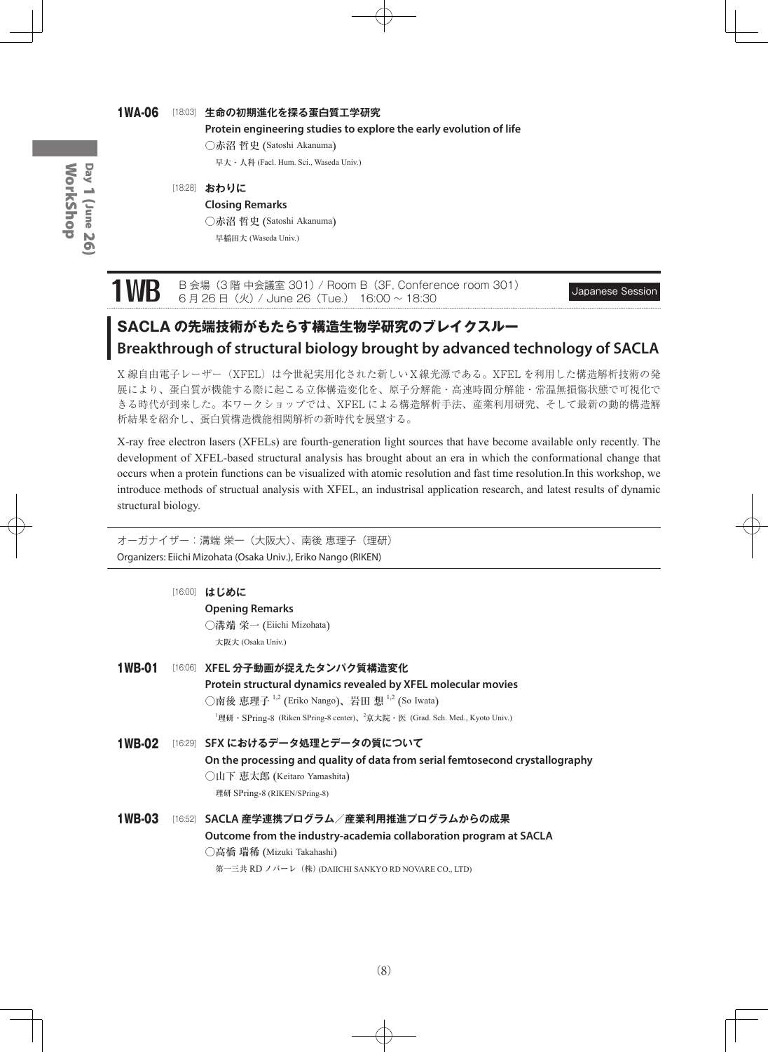**1WA-06** [18:03] **生命の初期進化を探る蛋白質工学研究**
**Protein engineering studies to explore the early evolution of life**
○赤沼 哲史 (Satoshi Akanuma)
早大・人科 (Facl. Hum. Sci., Waseda Univv.)

[18:28] **おわりに**
**Closing Remarks**
○赤沼 哲史 (Satoshi Akanuma)
早稲田大 (Waseda Univ.)

# 1WB

B 会場（3 階 中会議室 301）/ Room B（3F, Conference room 301）
6 月 26 日（火）/ June 26（Tue.） 16:00 ~ 18:30

Japanese Session

## SACLA の先端技術がもたらす構造生物学研究のブレイクスルー
## Breakthrough of structural biology brought by advanced technology of SACLA

X 線自由電子レーザー（XFEL）は今世紀実用化された新しい X 線光源である。XFEL を利用した構造解析技術の発展により、蛋白質が機能する際に起こる立体構造変化を、原子分解能・高速時間分解能・常温無損傷状態で可視化できる時代が到来した。本ワークショップでは、XFEL による構造解析手法、産業利用研究、そして最新の動的構造解析結果を紹介し、蛋白質構造機能相関解析の新時代を展望する。

X-ray free electron lasers (XFELs) are fourth-generation light sources that have become available only recently. The development of XFEL-based structural analysis has brought about an era in which the conformational change that occurs when a protein functions can be visualized with atomic resolution and fast time resolution.In this workshop, we introduce methods of structual analysis with XFEL, an industrisal application research, and latest results of dynamic structural biology.

オーガナイザー：溝端 栄一（大阪大）、南後 恵理子（理研）
Organizers: Eiichi Mizohata (Osaka Univ.), Eriko Nango (RIKEN)

[16:00] **はじめに**
**Opening Remarks**
○溝端 栄一 (Eiichi Mizohata)
大阪大 (Osaka Univ.)

**1WB-01** [16:06] **XFEL 分子動画が捉えたタンパク質構造変化**
**Protein structural dynamics revealed by XFEL molecular movies**
○南後 恵理子 [1,2] (Eriko Nango)、岩田 想 [1,2] (So Iwata)
[1]理研・SPring-8 (Riken SPring-8 center)、[2]京大院・医 (Grad. Sch. Med., Kyoto Univ.)

**1WB-02** [16:29] **SFX におけるデータ処理とデータの質について**
**On the processing and quality of data from serial femtosecond crystallography**
○山下 恵太郎 (Keitaro Yamashita)
理研 SPring-8 (RIKEN/SPring-8)

**1WB-03** [16:52] **SACLA 産学連携プログラム／産業利用推進プログラムからの成果**
**Outcome from the industry-academia collaboration program at SACLA**
○高橋 瑞稀 (Mizuki Takahashi)
第一三共 RD ノバーレ（株）(DAIICHI SANKYO RD NOVARE CO., LTD)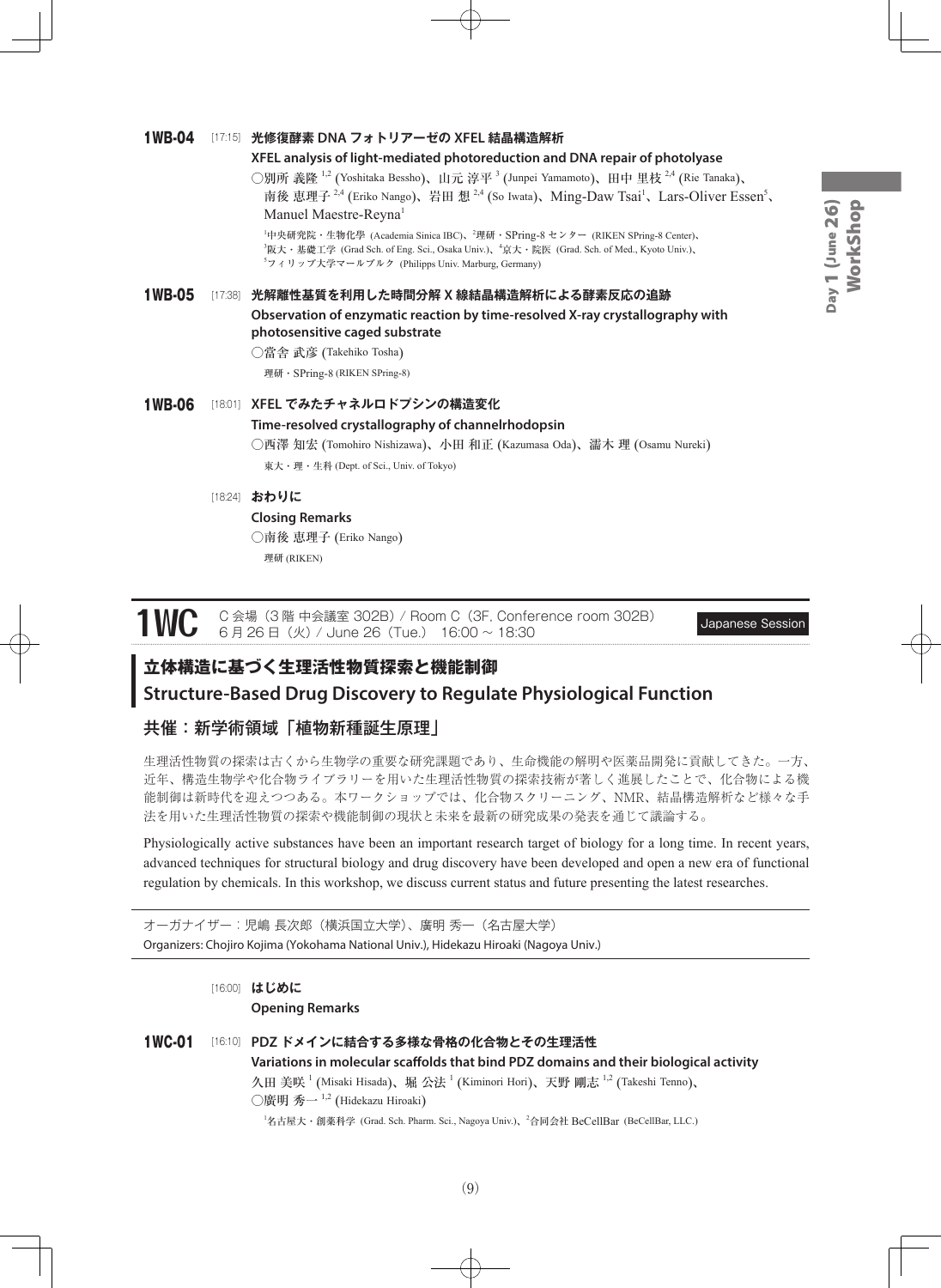**1WB-04** [17:15] **光修復酵素 DNA フォトリアーゼの XFEL 結晶構造解析**

**XFEL analysis of light-mediated photoreduction and DNA repair of photolyase**

○別所 義隆[1,2] (Yoshitaka Bessho)、山元 淳平[3] (Junpei Yamamoto)、田中 里枝[2,4] (Rie Tanaka)、南後 恵理子[2,4] (Eriko Nango)、岩田 想[2,4] (So Iwata)、Ming-Daw Tsai[1]、Lars-Oliver Essen[5]、Manuel Maestre-Reyna[1]

[1]中央研究院・生物化學 (Academia Sinica IBC)、[2]理研・SPring-8 センター (RIKEN SPring-8 Center)、[3]阪大・基礎工学 (Grad Sch. of Eng. Sci., Osaka Univ.)、[4]京大・院医 (Grad. Sch. of Med., Kyoto Univ.)、[5]フィリップ大学マールブルク (Philipps Univ. Marburg, Germany)

**1WB-05** [17:38] **光解離性基質を利用した時間分解 X 線結晶構造解析による酵素反応の追跡**

**Observation of enzymatic reaction by time-resolved X-ray crystallography with photosensitive caged substrate**

○當舍 武彦 (Takehiko Tosha)

理研・SPring-8 (RIKEN SPring-8)

**1WB-06** [18:01] **XFEL でみたチャネルロドプシンの構造変化**

**Time-resolved crystallography of channelrhodopsin**

○西澤 知宏 (Tomohiro Nishizawa)、小田 和正 (Kazumasa Oda)、濡木 理 (Osamu Nureki)

東大・理・生科 (Dept. of Sci., Univ. of Tokyo)

[18:24] **おわりに**

**Closing Remarks**

○南後 恵理子 (Eriko Nango)

理研 (RIKEN)

# 1WC

C 会場（3 階 中会議室 302B）/ Room C（3F, Conference room 302B）
6 月 26 日（火）/ June 26（Tue.） 16:00 ~ 18:30

Japanese Session

## 立体構造に基づく生理活性物質探索と機能制御
## Structure-Based Drug Discovery to Regulate Physiological Function

### 共催：新学術領域「植物新種誕生原理」

生理活性物質の探索は古くから生物学の重要な研究課題であり、生命機能の解明や医薬品開発に貢献してきた。一方、近年、構造生物学や化合物ライブラリーを用いた生理活性物質の探索技術が著しく進展したことで、化合物による機能制御は新時代を迎えつつある。本ワークショップでは、化合物スクリーニング、NMR、結晶構造解析など様々な手法を用いた生理活性物質の探索や機能制御の現状と未来を最新の研究成果の発表を通じて議論する。

Physiologically active substances have been an important research target of biology for a long time. In recent years, advanced techniques for structural biology and drug discovery have been developed and open a new era of functional regulation by chemicals. In this workshop, we discuss current status and future presenting the latest researches.

オーガナイザー：児嶋 長次郎（横浜国立大学）、廣明 秀一（名古屋大学）
Organizers: Chojiro Kojima (Yokohama National Univ.), Hidekazu Hiroaki (Nagoya Univ.)

[16:00] **はじめに**

**Opening Remarks**

**1WC-01** [16:10] **PDZ ドメインに結合する多様な骨格の化合物とその生理活性**

**Variations in molecular scaffolds that bind PDZ domains and their biological activity**

久田 美咲[1] (Misaki Hisada)、堀 公法[1] (Kiminori Hori)、天野 剛志[1,2] (Takeshi Tenno)、○廣明 秀一[1,2] (Hidekazu Hiroaki)

[1]名古屋大・創薬科学 (Grad. Sch. Pharm. Sci., Nagoya Univ.)、[2]合同会社 BeCellBar (BeCellBar, LLC.)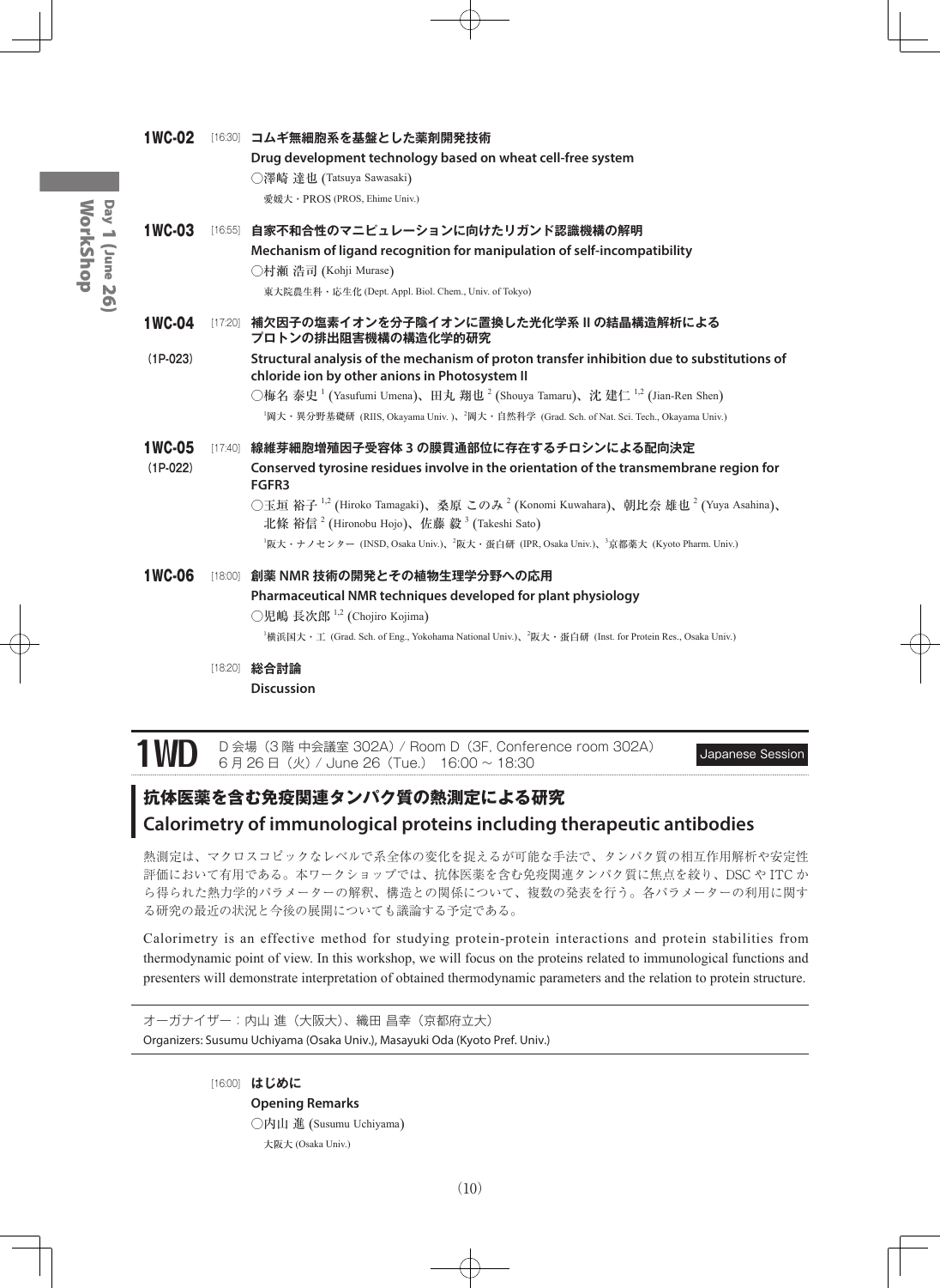**1WC-02** [16:30] **コムギ無細胞系を基盤とした薬剤開発技術**

**Drug development technology based on wheat cell-free system**

○澤崎 達也 (Tatsuya Sawasaki)

愛媛大・PROS (PROS, Ehime Univ.)

**1WC-03** [16:55] **自家不和合性のマニピュレーションに向けたリガンド認識機構の解明**

**Mechanism of ligand recognition for manipulation of self-incompatibility**

○村瀬 浩司 (Kohji Murase)

東大院農生科・応生化 (Dept. Appl. Biol. Chem., Univ. of Tokyo)

**1WC-04** (1P-023) [17:20] **補欠因子の塩素イオンを分子陰イオンに置換した光化学系 II の結晶構造解析による プロトンの排出阻害機構の構造化学的研究**

**Structural analysis of the mechanism of proton transfer inhibition due to substitutions of chloride ion by other anions in Photosystem II**

○梅名 泰史[1] (Yasufumi Umena)、田丸 翔也[2] (Shouya Tamaru)、沈 建仁[1,2] (Jian-Ren Shen)

[1]岡大・異分野基礎研 (RIIS, Okayama Univ. )、[2]岡大・自然科学 (Grad. Sch. of Nat. Sci. Tech., Okayama Univ.)

**1WC-05** (1P-022) [17:40] **線維芽細胞増殖因子受容体 3 の膜貫通部位に存在するチロシンによる配向決定**

**Conserved tyrosine residues involve in the orientation of the transmembrane region for FGFR3**

○玉垣 裕子[1,2] (Hiroko Tamagaki)、桑原 このみ[2] (Konomi Kuwahara)、朝比奈 雄也[2] (Yuya Asahina)、北條 裕信[2] (Hironobu Hojo)、佐藤 毅[3] (Takeshi Sato)

[1]阪大・ナノセンター (INSD, Osaka Univ.)、[2]阪大・蛋白研 (IPR, Osaka Univ.)、[3]京都薬大 (Kyoto Pharm. Univ.)

**1WC-06** [18:00] **創薬 NMR 技術の開発とその植物生理学分野への応用**

**Pharmaceutical NMR techniques developed for plant physiology**

○児嶋 長次郎[1,2] (Chojiro Kojima)

[1]横浜国大・工 (Grad. Sch. of Eng., Yokohama National Univ.)、[2]阪大・蛋白研 (Inst. for Protein Res., Osaka Univ.)

[18:20] **総合討論**

**Discussion**

# 1WD

D 会場（3 階 中会議室 302A）/ Room D（3F, Conference room 302A）
6 月 26 日（火）/ June 26（Tue.） 16:00 ～ 18:30

Japanese Session

## 抗体医薬を含む免疫関連タンパク質の熱測定による研究
## Calorimetry of immunological proteins including therapeutic antibodies

熱測定は、マクロスコピックなレベルで系全体の変化を捉えるが可能な手法で、タンパク質の相互作用解析や安定性評価において有用である。本ワークショップでは、抗体医薬を含む免疫関連タンパク質に焦点を絞り、DSC や ITC から得られた熱力学的パラメーターの解釈、構造との関係について、複数の発表を行う。各パラメーターの利用に関する研究の最近の状況と今後の展開についても議論する予定である。

Calorimetry is an effective method for studying protein-protein interactions and protein stabilities from thermodynamic point of view. In this workshop, we will focus on the proteins related to immunological functions and presenters will demonstrate interpretation of obtained thermodynamic parameters and the relation to protein structure.

オーガナイザー：内山 進（大阪大）、織田 昌幸（京都府立大）
Organizers: Susumu Uchiyama (Osaka Univ.), Masayuki Oda (Kyoto Pref. Univ.)

[16:00] **はじめに**

**Opening Remarks**

○内山 進 (Susumu Uchiyama)

大阪大 (Osaka Univ.)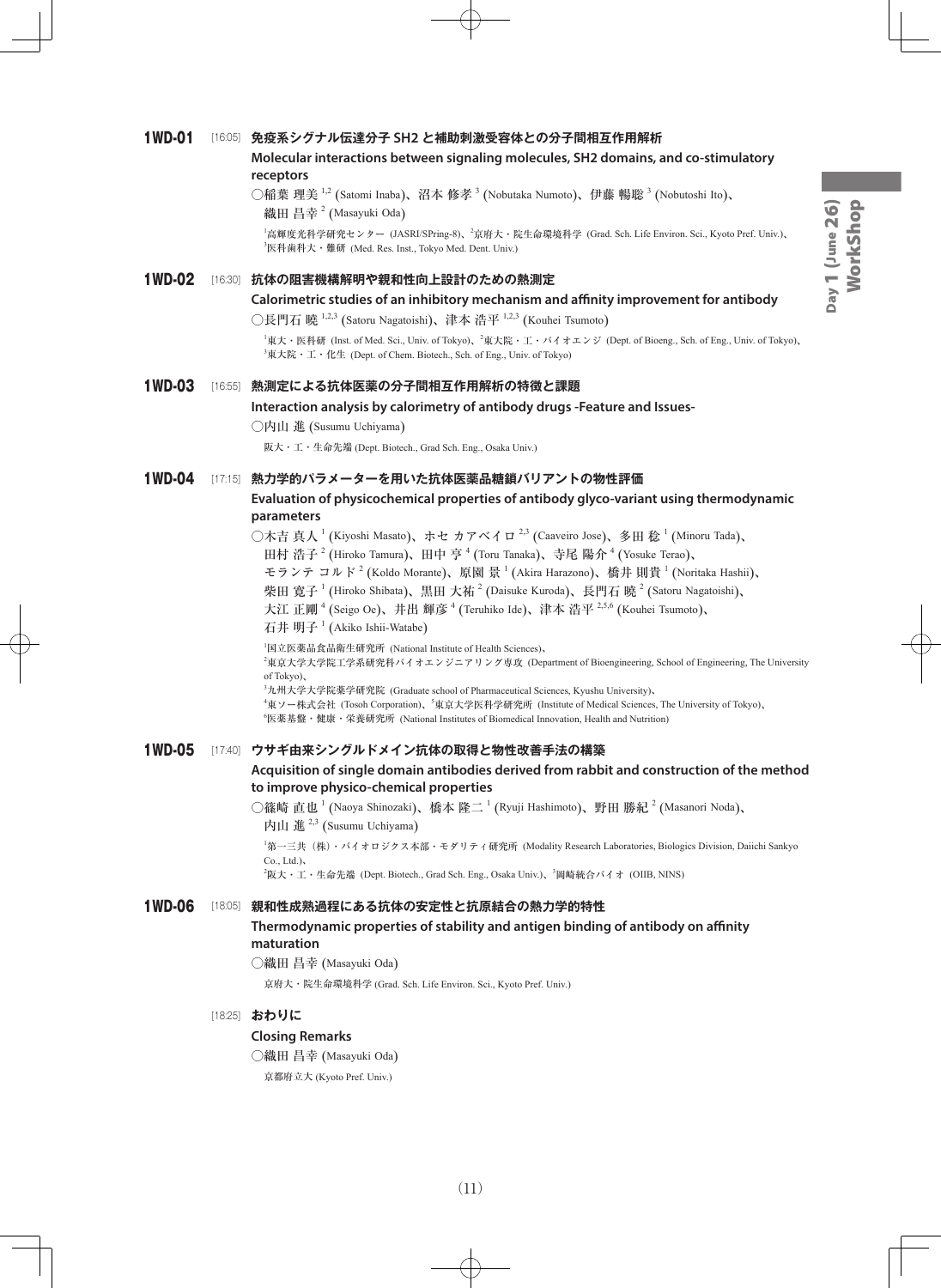## 1WD-01 [16:05] 免疫系シグナル伝達分子 SH2 と補助刺激受容体との分子間相互作用解析

**Molecular interactions between signaling molecules, SH2 domains, and co-stimulatory receptors**

○稲葉 理美 [1,2] (Satomi Inaba)、沼本 修孝 [3] (Nobutaka Numoto)、伊藤 暢聡 [3] (Nobutoshi Ito)、織田 昌幸 [2] (Masayuki Oda)

[1]高輝度光科学研究センター (JASRI/SPring-8)、[2]京府大・院生命環境科学 (Grad. Sch. Life Environ. Sci., Kyoto Pref. Univ.)、[3]医科歯科大・難研 (Med. Res. Inst., Tokyo Med. Dent. Univ.)

## 1WD-02 [16:30] 抗体の阻害機構解明や親和性向上設計のための熱測定

**Calorimetric studies of an inhibitory mechanism and affinity improvement for antibody**

○長門石 曉 [1,2,3] (Satoru Nagatoishi)、津本 浩平 [1,2,3] (Kouhei Tsumoto)

[1]東大・医科研 (Inst. of Med. Sci., Univ. of Tokyo)、[2]東大院・工・バイオエンジ (Dept. of Bioeng., Sch. of Eng., Univ. of Tokyo)、[3]東大院・工・化生 (Dept. of Chem. Biotech., Sch. of Eng., Univ. of Tokyo)

## 1WD-03 [16:55] 熱測定による抗体医薬の分子間相互作用解析の特徴と課題

**Interaction analysis by calorimetry of antibody drugs -Feature and Issues-**

○内山 進 (Susumu Uchiyama)

阪大・工・生命先端 (Dept. Biotech., Grad Sch. Eng., Osaka Univ.)

## 1WD-04 [17:15] 熱力学的パラメーターを用いた抗体医薬品糖鎖バリアントの物性評価

**Evaluation of physicochemical properties of antibody glyco-variant using thermodynamic parameters**

○木吉 真人 [1] (Kiyoshi Masato)、ホセ カアベイロ [2,3] (Caaveiro Jose)、多田 稔 [1] (Minoru Tada)、田村 浩子 [2] (Hiroko Tamura)、田中 亨 [4] (Toru Tanaka)、寺尾 陽介 [4] (Yosuke Terao)、モランテ コルド [2] (Koldo Morante)、原園 景 [1] (Akira Harazono)、橋井 則貴 [1] (Noritaka Hashii)、柴田 寛子 [1] (Hiroko Shibata)、黒田 大祐 [2] (Daisuke Kuroda)、長門石 曉 [2] (Satoru Nagatoishi)、大江 正剛 [4] (Seigo Oe)、井出 輝彦 [4] (Teruhiko Ide)、津本 浩平 [2,5,6] (Kouhei Tsumoto)、石井 明子 [1] (Akiko Ishii-Watabe)

[1]国立医薬品食品衛生研究所 (National Institute of Health Sciences)、
[2]東京大学大学院工学系研究科バイオエンジニアリング専攻 (Department of Bioengineering, School of Engineering, The University of Tokyo)、
[3]九州大学大学院薬学研究院 (Graduate school of Pharmaceutical Sciences, Kyushu University)、
[4]東ソー株式会社 (Tosoh Corporation)、[5]東京大学医科学研究所 (Institute of Medical Sciences, The University of Tokyo)、
[6]医薬基盤・健康・栄養研究所 (National Institutes of Biomedical Innovation, Health and Nutrition)

## 1WD-05 [17:40] ウサギ由来シングルドメイン抗体の取得と物性改善手法の構築

**Acquisition of single domain antibodies derived from rabbit and construction of the method to improve physico-chemical properties**

○篠崎 直也 [1] (Naoya Shinozaki)、橋本 隆二 [1] (Ryuji Hashimoto)、野田 勝紀 [2] (Masanori Noda)、内山 進 [2,3] (Susumu Uchiyama)

[1]第一三共（株）・バイオロジクス本部・モダリティ研究所 (Modality Research Laboratories, Biologics Division, Daiichi Sankyo Co., Ltd.)、
[2]阪大・工・生命先端 (Dept. Biotech., Grad Sch. Eng., Osaka Univ.)、[3]岡崎統合バイオ (OIIB, NINS)

## 1WD-06 [18:05] 親和性成熟過程にある抗体の安定性と抗原結合の熱力学的特性

**Thermodynamic properties of stability and antigen binding of antibody on affinity maturation**

○織田 昌幸 (Masayuki Oda)

京府大・院生命環境科学 (Grad. Sch. Life Environ. Sci., Kyoto Pref. Univ.)

## [18:25] おわりに

**Closing Remarks**

○織田 昌幸 (Masayuki Oda)

京都府立大 (Kyoto Pref. Univ.)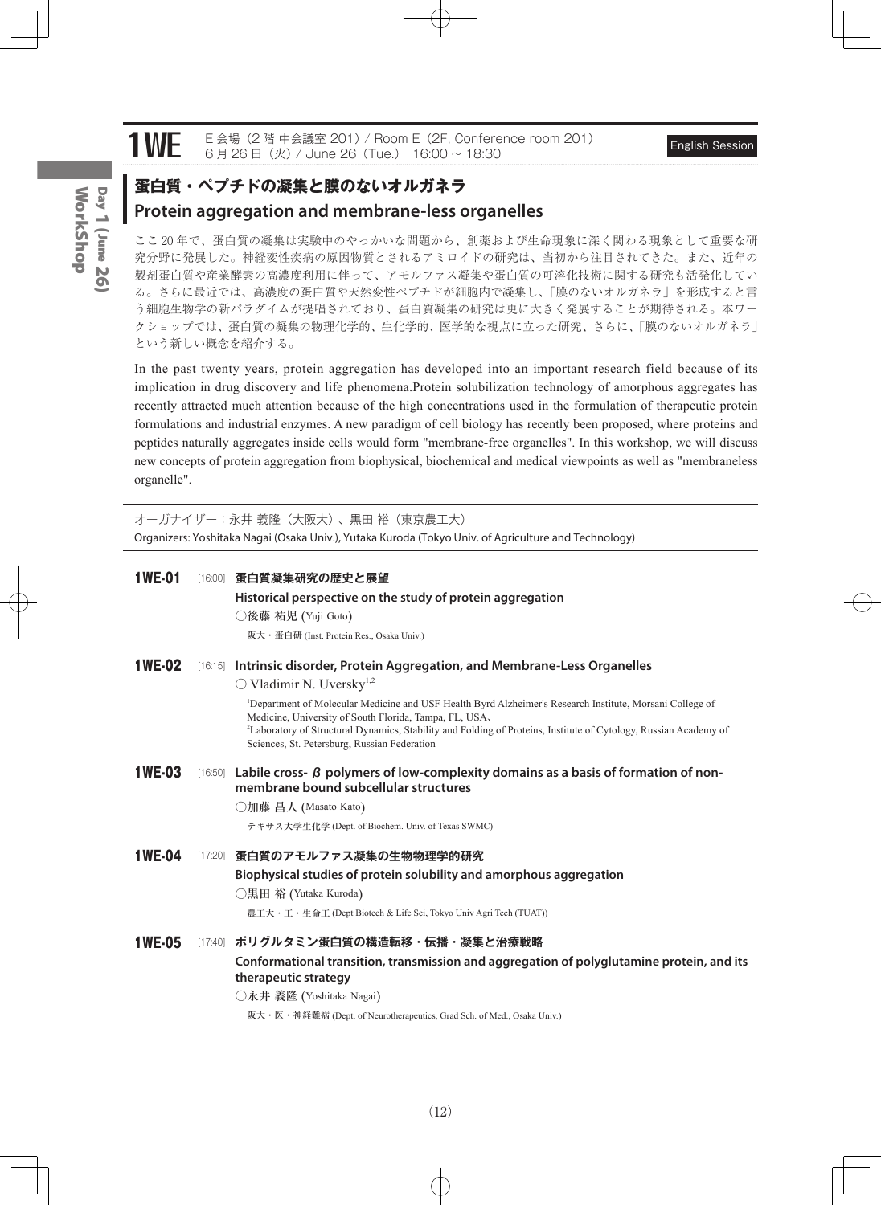# 1WE

E 会場（2 階 中会議室 201）/ Room E（2F, Conference room 201）
6 月 26 日（火）/ June 26（Tue.） 16:00 ~ 18:30

English Session

## 蛋白質・ペプチドの凝集と膜のないオルガネラ
## Protein aggregation and membrane-less organelles

ここ 20 年で、蛋白質の凝集は実験中のやっかいな問題から、創薬および生命現象に深く関わる現象として重要な研究分野に発展した。神経変性疾病の原因物質とされるアミロイドの研究は、当初から注目されてきた。また、近年の製剤蛋白質や産業酵素の高濃度利用に伴って、アモルファス凝集や蛋白質の可溶化技術に関する研究も活発化している。さらに最近では、高濃度の蛋白質や天然変性ペプチドが細胞内で凝集し、「膜のないオルガネラ」を形成すると言う細胞生物学の新パラダイムが提唱されており、蛋白質凝集の研究は更に大きく発展することが期待される。本ワークショップでは、蛋白質の凝集の物理化学的、生化学的、医学的な視点に立った研究、さらに、「膜のないオルガネラ」という新しい概念を紹介する。

In the past twenty years, protein aggregation has developed into an important research field because of its implication in drug discovery and life phenomena.Protein solubilization technology of amorphous aggregates has recently attracted much attention because of the high concentrations used in the formulation of therapeutic protein formulations and industrial enzymes. A new paradigm of cell biology has recently been proposed, where proteins and peptides naturally aggregates inside cells would form "membrane-free organelles". In this workshop, we will discuss new concepts of protein aggregation from biophysical, biochemical and medical viewpoints as well as "membraneless organelle".

オーガナイザー：永井 義隆（大阪大）、黒田 裕（東京農工大）
Organizers: Yoshitaka Nagai (Osaka Univ.), Yutaka Kuroda (Tokyo Univ. of Agriculture and Technology)

**1WE-01** [16:00] **蛋白質凝集研究の歴史と展望**
**Historical perspective on the study of protein aggregation**
○後藤 祐児 (Yuji Goto)
阪大・蛋白研 (Inst. Protein Res., Osaka Univ.)

**1WE-02** [16:15] **Intrinsic disorder, Protein Aggregation, and Membrane-Less Organelles**
○ Vladimir N. Uversky[1,2]
[1]Department of Molecular Medicine and USF Health Byrd Alzheimer's Research Institute, Morsani College of Medicine, University of South Florida, Tampa, FL, USA、
[2]Laboratory of Structural Dynamics, Stability and Folding of Proteins, Institute of Cytology, Russian Academy of Sciences, St. Petersburg, Russian Federation

**1WE-03** [16:50] **Labile cross- β polymers of low-complexity domains as a basis of formation of non-membrane bound subcellular structures**
○加藤 昌人 (Masato Kato)
テキサス大学生化学 (Dept. of Biochem. Univ. of Texas SWMC)

**1WE-04** [17:20] **蛋白質のアモルファス凝集の生物物理学的研究**
**Biophysical studies of protein solubility and amorphous aggregation**
○黒田 裕 (Yutaka Kuroda)
農工大・工・生命工 (Dept Biotech & Life Sci, Tokyo Univ Agri Tech (TUAT))

**1WE-05** [17:40] **ポリグルタミン蛋白質の構造転移・伝播・凝集と治療戦略**
**Conformational transition, transmission and aggregation of polyglutamine protein, and its therapeutic strategy**
○永井 義隆 (Yoshitaka Nagai)
阪大・医・神経難病 (Dept. of Neurotherapeutics, Grad Sch. of Med., Osaka Univ.)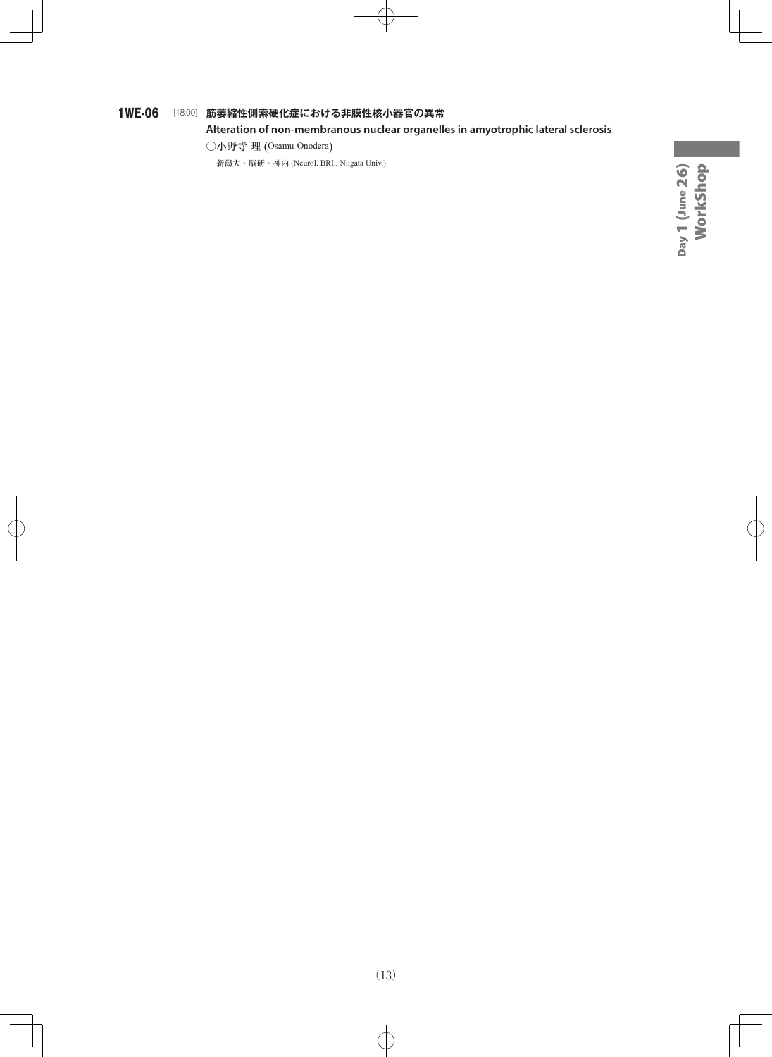**1WE-06** [18:00] **筋萎縮性側索硬化症における非膜性核小器官の異常**

**Alteration of non-membranous nuclear organelles in amyotrophic lateral sclerosis**

○小野寺 理 (Osamu Onodera)

新潟大・脳研・神内 (Neurol. BRI, Niigata Univ.)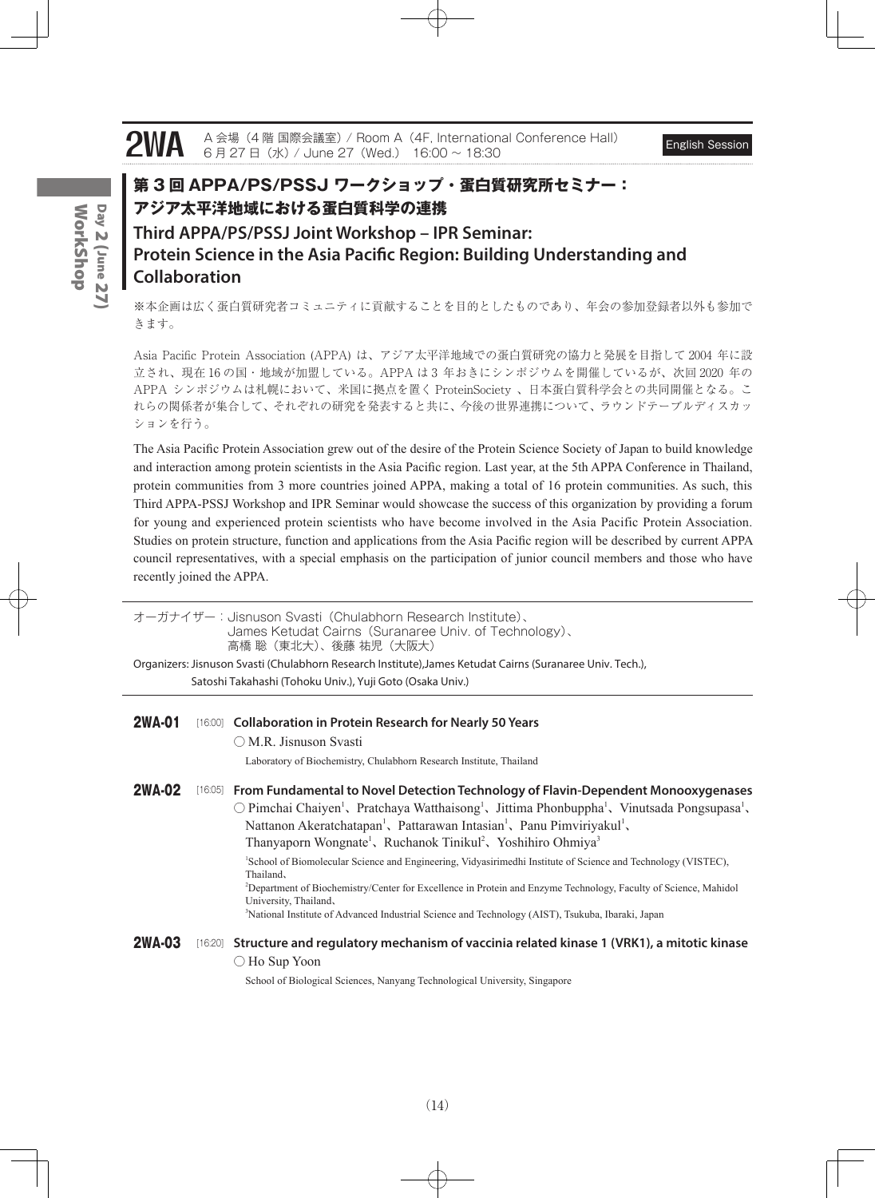# 2WA

A 会場（4 階 国際会議室）/ Room A（4F, International Conference Hall）
6 月 27 日（水）/ June 27（Wed.） 16:00 ~ 18:30

English Session

## 第 3 回 APPA/PS/PSSJ ワークショップ・蛋白質研究所セミナー：アジア太平洋地域における蛋白質科学の連携

## Third APPA/PS/PSSJ Joint Workshop – IPR Seminar: Protein Science in the Asia Pacific Region: Building Understanding and Collaboration

※本企画は広く蛋白質研究者コミュニティに貢献することを目的としたものであり、年会の参加登録者以外も参加できます。

Asia Pacific Protein Association (APPA) は、アジア太平洋地域での蛋白質研究の協力と発展を目指して 2004 年に設立され、現在 16 の国・地域が加盟している。APPA は 3 年おきにシンポジウムを開催しているが、次回 2020 年の APPA シンポジウムは札幌において、米国に拠点を置く ProteinSociety 、日本蛋白質科学会との共同開催となる。これらの関係者が集合して、それぞれの研究を発表すると共に、今後の世界連携について、ラウンドテーブルディスカッションを行う。

The Asia Pacific Protein Association grew out of the desire of the Protein Science Society of Japan to build knowledge and interaction among protein scientists in the Asia Pacific region. Last year, at the 5th APPA Conference in Thailand, protein communities from 3 more countries joined APPA, making a total of 16 protein communities. As such, this Third APPA-PSSJ Workshop and IPR Seminar would showcase the success of this organization by providing a forum for young and experienced protein scientists who have become involved in the Asia Pacific Protein Association. Studies on protein structure, function and applications from the Asia Pacific region will be described by current APPA council representatives, with a special emphasis on the participation of junior council members and those who have recently joined the APPA.

オーガナイザー：Jisnuson Svasti（Chulabhorn Research Institute）、James Ketudat Cairns（Suranaree Univ. of Technology）、高橋 聡（東北大）、後藤 祐児（大阪大）

Organizers: Jisnuson Svasti (Chulabhorn Research Institute),James Ketudat Cairns (Suranaree Univ. Tech.), Satoshi Takahashi (Tohoku Univ.), Yuji Goto (Osaka Univ.)

**2WA-01** [16:00] **Collaboration in Protein Research for Nearly 50 Years**

○ M.R. Jisnuson Svasti

Laboratory of Biochemistry, Chulabhorn Research Institute, Thailand

**2WA-02** [16:05] **From Fundamental to Novel Detection Technology of Flavin-Dependent Monooxygenases**

○ Pimchai Chaiyen[1]、Pratchaya Watthaisong[1]、Jittima Phonbuppha[1]、Vinutsada Pongsupasa[1]、Nattanon Akeratchatapan[1]、Pattarawan Intasian[1]、Panu Pimviriyakul[1]、Thanyaporn Wongnate[1]、Ruchanok Tinikul[2]、Yoshihiro Ohmiya[3]

[1]School of Biomolecular Science and Engineering, Vidyasirimedhi Institute of Science and Technology (VISTEC), Thailand、
[2]Department of Biochemistry/Center for Excellence in Protein and Enzyme Technology, Faculty of Science, Mahidol University, Thailand、
[3]National Institute of Advanced Industrial Science and Technology (AIST), Tsukuba, Ibaraki, Japan

**2WA-03** [16:20] **Structure and regulatory mechanism of vaccinia related kinase 1 (VRK1), a mitotic kinase**

○ Ho Sup Yoon

School of Biological Sciences, Nanyang Technological University, Singapore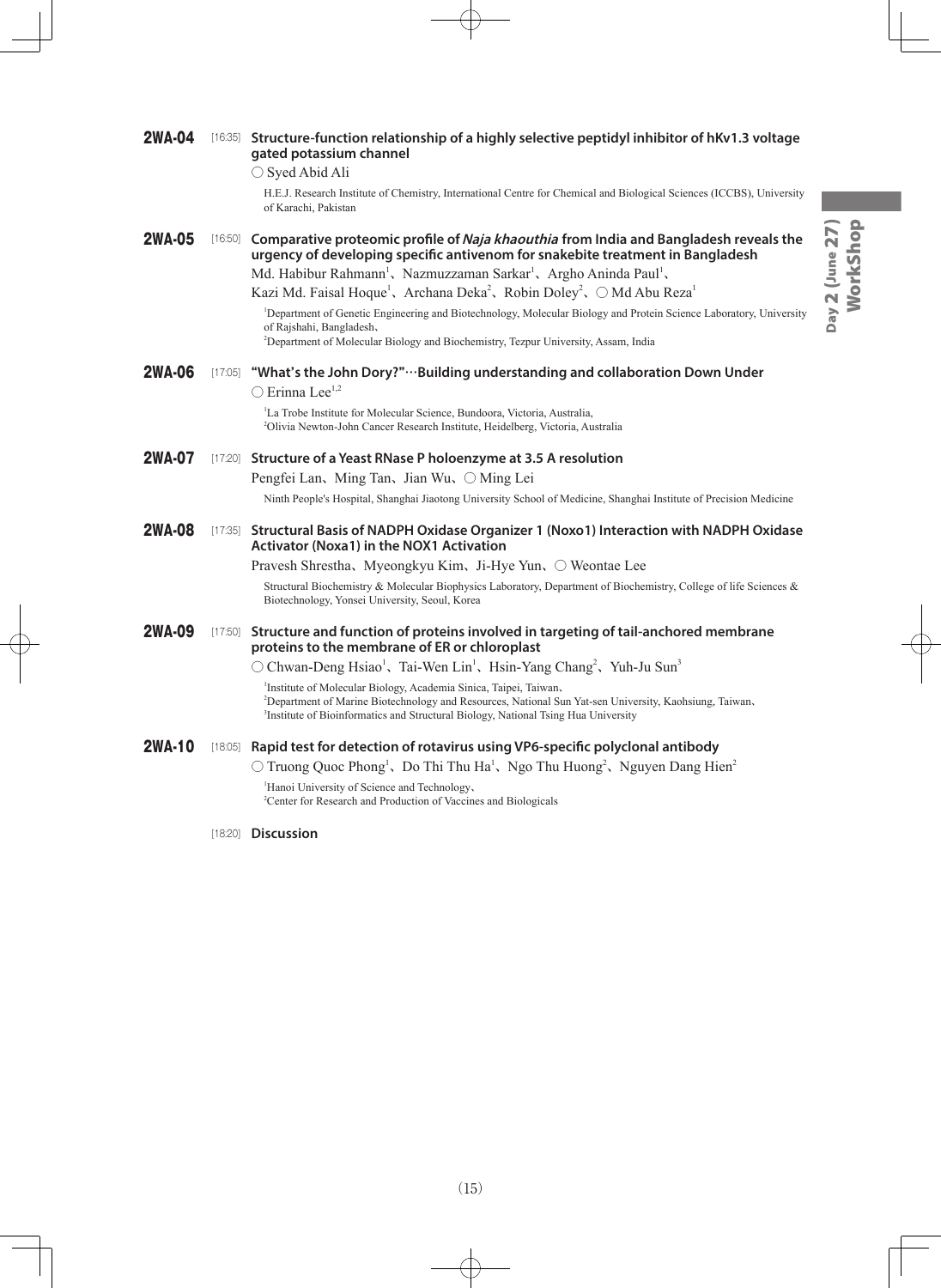**2WA-04** [16:35] **Structure-function relationship of a highly selective peptidyl inhibitor of hKv1.3 voltage gated potassium channel**

○ Syed Abid Ali

H.E.J. Research Institute of Chemistry, International Centre for Chemical and Biological Sciences (ICCBS), University of Karachi, Pakistan

**2WA-05** [16:50] **Comparative proteomic profile of *Naja khaouthia* from India and Bangladesh reveals the urgency of developing specific antivenom for snakebite treatment in Bangladesh**

Md. Habibur Rahmann[1]、Nazmuzzaman Sarkar[1]、Argho Aninda Paul[1]、Kazi Md. Faisal Hoque[1]、Archana Deka[2]、Robin Doley[2]、○ Md Abu Reza[1]

[1]Department of Genetic Engineering and Biotechnology, Molecular Biology and Protein Science Laboratory, University of Rajshahi, Bangladesh、[2]Department of Molecular Biology and Biochemistry, Tezpur University, Assam, India

**2WA-06** [17:05] **"What's the John Dory?"…Building understanding and collaboration Down Under**

○ Erinna Lee[1,2]

[1]La Trobe Institute for Molecular Science, Bundoora, Victoria, Australia, [2]Olivia Newton-John Cancer Research Institute, Heidelberg, Victoria, Australia

**2WA-07** [17:20] **Structure of a Yeast RNase P holoenzyme at 3.5 A resolution**

Pengfei Lan、Ming Tan、Jian Wu、○ Ming Lei

Ninth People's Hospital, Shanghai Jiaotong University School of Medicine, Shanghai Institute of Precision Medicine

**2WA-08** [17:35] **Structural Basis of NADPH Oxidase Organizer 1 (Noxo1) Interaction with NADPH Oxidase Activator (Noxa1) in the NOX1 Activation**

Pravesh Shrestha、Myeongkyu Kim、Ji-Hye Yun、○ Weontae Lee

Structural Biochemistry & Molecular Biophysics Laboratory, Department of Biochemistry, College of life Sciences & Biotechnology, Yonsei University, Seoul, Korea

**2WA-09** [17:50] **Structure and function of proteins involved in targeting of tail-anchored membrane proteins to the membrane of ER or chloroplast**

○ Chwan-Deng Hsiao[1]、Tai-Wen Lin[1]、Hsin-Yang Chang[2]、Yuh-Ju Sun[3]

[1]Institute of Molecular Biology, Academia Sinica, Taipei, Taiwan、[2]Department of Marine Biotechnology and Resources, National Sun Yat-sen University, Kaohsiung, Taiwan、[3]Institute of Bioinformatics and Structural Biology, National Tsing Hua University

**2WA-10** [18:05] **Rapid test for detection of rotavirus using VP6-specific polyclonal antibody**

○ Truong Quoc Phong[1]、Do Thi Thu Ha[1]、Ngo Thu Huong[2]、Nguyen Dang Hien[2]

[1]Hanoi University of Science and Technology、[2]Center for Research and Production of Vaccines and Biologicals

[18:20] **Discussion**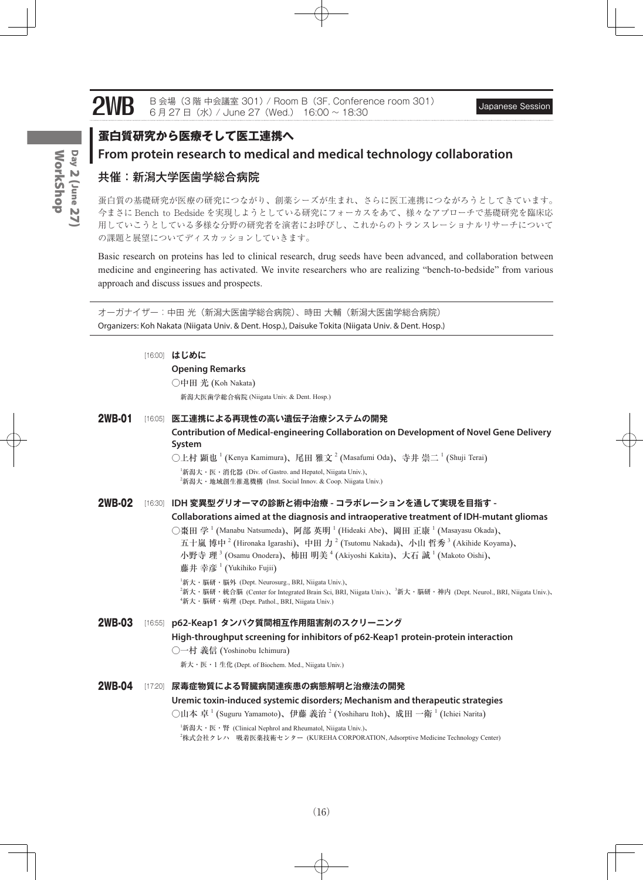# 2WB

B 会場（3 階 中会議室 301）/ Room B（3F, Conference room 301）
6 月 27 日（水）/ June 27（Wed.） 16:00 ~ 18:30

Japanese Session

## 蛋白質研究から医療そして医工連携へ

## From protein research to medical and medical technology collaboration

### 共催：新潟大学医歯学総合病院

蛋白質の基礎研究が医療の研究につながり、創薬シーズが生まれ、さらに医工連携につながろうとしてきています。今まさに Bench to Bedside を実現しようとしている研究にフォーカスをあて、様々なアプローチで基礎研究を臨床応用していこうとしている多様な分野の研究者を演者にお呼びし、これからのトランスレーショナルリサーチについての課題と展望についてディスカッションしていきます。

Basic research on proteins has led to clinical research, drug seeds have been advanced, and collaboration between medicine and engineering has activated. We invite researchers who are realizing "bench-to-bedside" from various approach and discuss issues and prospects.

オーガナイザー：中田 光（新潟大医歯学総合病院）、時田 大輔（新潟大医歯学総合病院）
Organizers: Koh Nakata (Niigata Univ. & Dent. Hosp.), Daisuke Tokita (Niigata Univ. & Dent. Hosp.)

[16:00] **はじめに**
**Opening Remarks**
○中田 光 (Koh Nakata)
新潟大医歯学総合病院 (Niigata Univ. & Dent. Hosp.)

**2WB-01** [16:05] **医工連携による再現性の高い遺伝子治療システムの開発**
**Contribution of Medical-engineering Collaboration on Development of Novel Gene Delivery System**
○上村 顕也[1] (Kenya Kamimura)、尾田 雅文[2] (Masafumi Oda)、寺井 崇二[1] (Shuji Terai)
[1]新潟大・医・消化器 (Div. of Gastro. and Hepatol, Niigata Univ.)、
[2]新潟大・地域創生推進機構 (Inst. Social Innov. & Coop. Niigata Univ.)

**2WB-02** [16:30] **IDH 変異型グリオーマの診断と術中治療 - コラボレーションを通して実現を目指す -**
**Collaborations aimed at the diagnosis and intraoperative treatment of IDH-mutant gliomas**
○棗田 学[1] (Manabu Natsumeda)、阿部 英明[1] (Hideaki Abe)、岡田 正康[1] (Masayasu Okada)、五十嵐 博中[2] (Hironaka Igarashi)、中田 力[2] (Tsutomu Nakada)、小山 哲秀[3] (Akihide Koyama)、小野寺 理[3] (Osamu Onodera)、柿田 明美[4] (Akiyoshi Kakita)、大石 誠[1] (Makoto Oishi)、藤井 幸彦[1] (Yukihiko Fujii)
[1]新大・脳研・脳外 (Dept. Neurosurg., BRI, Niigata Univ.)、
[2]新大・脳研・統合脳 (Center for Integrated Brain Sci, BRI, Niigata Univ.)、[3]新大・脳研・神内 (Dept. Neurol., BRI, Niigata Univ.)、
[4]新大・脳研・病理 (Dept. Pathol., BRI, Niigata Univ.)

**2WB-03** [16:55] **p62-Keap1 タンパク質間相互作用阻害剤のスクリーニング**
**High-throughput screening for inhibitors of p62-Keap1 protein-protein interaction**
○一村 義信 (Yoshinobu Ichimura)
新大・医・1 生化 (Dept. of Biochem. Med., Niigata Univ.)

**2WB-04** [17:20] **尿毒症物質による腎臓病関連疾患の病態解明と治療法の開発**
**Uremic toxin-induced systemic disorders; Mechanism and therapeutic strategies**
○山本 卓[1] (Suguru Yamamoto)、伊藤 義治[2] (Yoshiharu Itoh)、成田 一衛[1] (Ichiei Narita)
[1]新潟大・医・腎 (Clinical Nephrol and Rheumatol, Niigata Univ.)、
[2]株式会社クレハ 吸着医薬技術センター (KUREHA CORPORATION, Adsorptive Medicine Technology Center)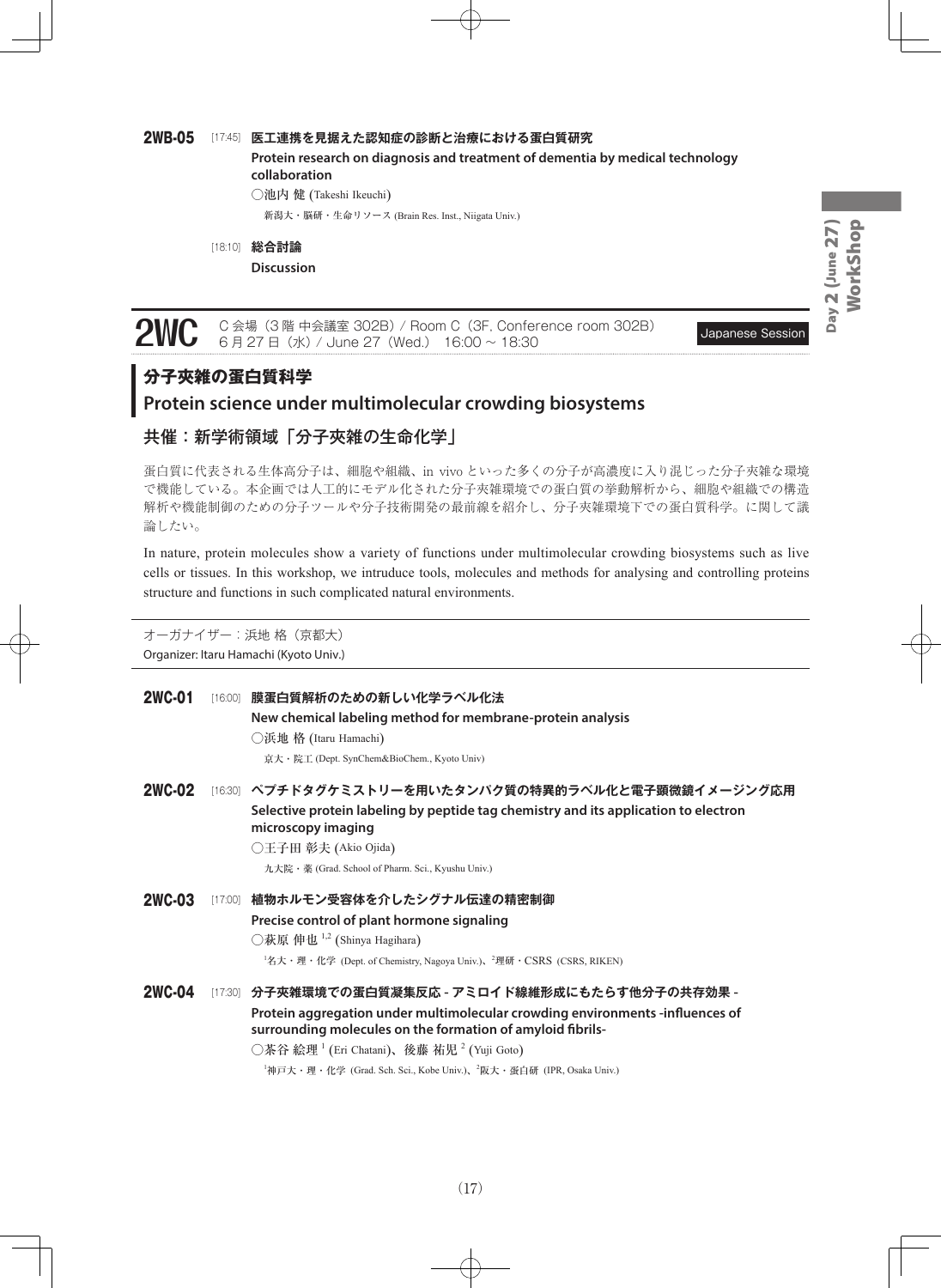**2WB-05** [17:45] **医工連携を見据えた認知症の診断と治療における蛋白質研究**

**Protein research on diagnosis and treatment of dementia by medical technology collaboration**

○池内 健 (Takeshi Ikeuchi)

新潟大・脳研・生命リソース (Brain Res. Inst., Niigata Univ.)

[18:10] **総合討論**

**Discussion**

## 2WC

C 会場（3 階 中会議室 302B）/ Room C（3F, Conference room 302B）
6 月 27 日（水）/ June 27（Wed.） 16:00 ~ 18:30

Japanese Session

# 分子夾雑の蛋白質科学

# Protein science under multimolecular crowding biosystems

## 共催：新学術領域「分子夾雑の生命化学」

蛋白質に代表される生体高分子は、細胞や組織、in vivo といった多くの分子が高濃度に入り混じった分子夾雑な環境で機能している。本企画では人工的にモデル化された分子夾雑環境での蛋白質の挙動解析から、細胞や組織での構造解析や機能制御のための分子ツールや分子技術開発の最前線を紹介し、分子夾雑環境下での蛋白質科学。に関して議論したい。

In nature, protein molecules show a variety of functions under multimolecular crowding biosystems such as live cells or tissues. In this workshop, we intruduce tools, molecules and methods for analysing and controlling proteins structure and functions in such complicated natural environments.

オーガナイザー：浜地 格（京都大）
Organizer: Itaru Hamachi (Kyoto Univ.)

**2WC-01** [16:00] **膜蛋白質解析のための新しい化学ラベル化法**

**New chemical labeling method for membrane-protein analysis**

○浜地 格 (Itaru Hamachi)

京大・院工 (Dept. SynChem&BioChem., Kyoto Univ)

**2WC-02** [16:30] **ペプチドタグケミストリーを用いたタンパク質の特異的ラベル化と電子顕微鏡イメージング応用**

**Selective protein labeling by peptide tag chemistry and its application to electron microscopy imaging**

○王子田 彰夫 (Akio Ojida)

九大院・薬 (Grad. School of Pharm. Sci., Kyushu Univ.)

**2WC-03** [17:00] **植物ホルモン受容体を介したシグナル伝達の精密制御**

**Precise control of plant hormone signaling**

○萩原 伸也 [1,2] (Shinya Hagihara)

[1]名大・理・化学 (Dept. of Chemistry, Nagoya Univ.)、[2]理研・CSRS (CSRS, RIKEN)

**2WC-04** [17:30] **分子夾雑環境での蛋白質凝集反応 - アミロイド線維形成にもたらす他分子の共存効果 -**

**Protein aggregation under multimolecular crowding environments -influences of surrounding molecules on the formation of amyloid fibrils-**

○茶谷 絵理 [1] (Eri Chatani)、後藤 祐児 [2] (Yuji Goto)

[1]神戸大・理・化学 (Grad. Sch. Sci., Kobe Univ.)、[2]阪大・蛋白研 (IPR, Osaka Univ.)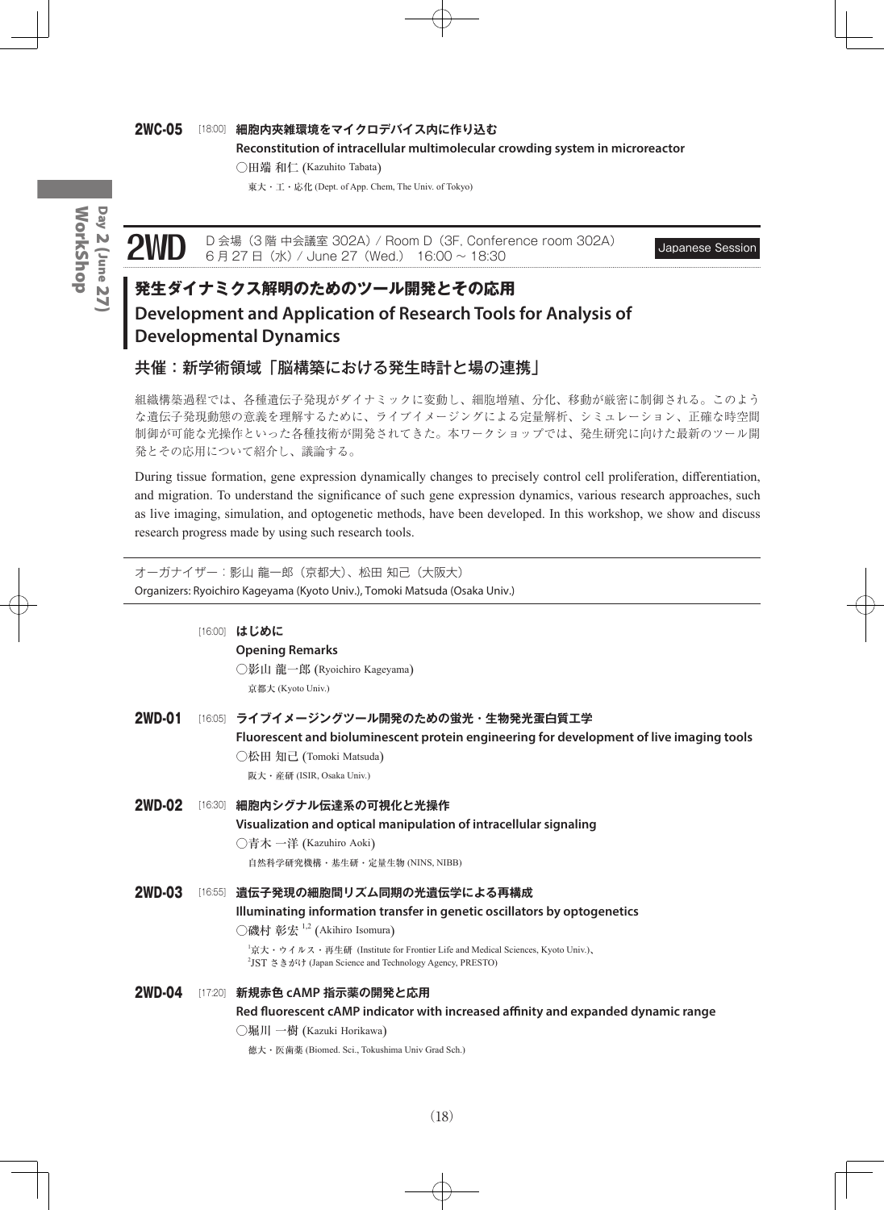**2WC-05** [18:00] **細胞内夾雑環境をマイクロデバイス内に作り込む**
**Reconstitution of intracellular multimolecular crowding system in microreactor**
○田端 和仁 (Kazuhito Tabata)
東大・工・応化 (Dept. of App. Chem, The Univ. of Tokyo)

## 2WD

D 会場（3 階 中会議室 302A）/ Room D（3F, Conference room 302A）
6 月 27 日（水）/ June 27（Wed.） 16:00 ~ 18:30

Japanese Session

# 発生ダイナミクス解明のためのツール開発とその応用

# Development and Application of Research Tools for Analysis of Developmental Dynamics

## 共催：新学術領域「脳構築における発生時計と場の連携」

組織構築過程では、各種遺伝子発現がダイナミックに変動し、細胞増殖、分化、移動が厳密に制御される。このような遺伝子発現動態の意義を理解するために、ライブイメージングによる定量解析、シミュレーション、正確な時空間制御が可能な光操作といった各種技術が開発されてきた。本ワークショップでは、発生研究に向けた最新のツール開発とその応用について紹介し、議論する。

During tissue formation, gene expression dynamically changes to precisely control cell proliferation, differentiation, and migration. To understand the significance of such gene expression dynamics, various research approaches, such as live imaging, simulation, and optogenetic methods, have been developed. In this workshop, we show and discuss research progress made by using such research tools.

オーガナイザー：影山 龍一郎（京都大）、松田 知己（大阪大）
Organizers: Ryoichiro Kageyama (Kyoto Univ.), Tomoki Matsuda (Osaka Univ.)

[16:00] **はじめに**
**Opening Remarks**
○影山 龍一郎 (Ryoichiro Kageyama)
京都大 (Kyoto Univ.)

**2WD-01** [16:05] **ライブイメージングツール開発のための蛍光・生物発光蛋白質工学**
**Fluorescent and bioluminescent protein engineering for development of live imaging tools**
○松田 知己 (Tomoki Matsuda)
阪大・産研 (ISIR, Osaka Univ.)

**2WD-02** [16:30] **細胞内シグナル伝達系の可視化と光操作**
**Visualization and optical manipulation of intracellular signaling**
○青木 一洋 (Kazuhiro Aoki)
自然科学研究機構・基生研・定量生物 (NINS, NIBB)

**2WD-03** [16:55] **遺伝子発現の細胞間リズム同期の光遺伝学による再構成**
**Illuminating information transfer in genetic oscillators by optogenetics**
○磯村 彰宏 [1,2] (Akihiro Isomura)
[1]京大・ウイルス・再生研 (Institute for Frontier Life and Medical Sciences, Kyoto Univ.)、
[2]JST さきがけ (Japan Science and Technology Agency, PRESTO)

**2WD-04** [17:20] **新規赤色 cAMP 指示薬の開発と応用**
**Red fluorescent cAMP indicator with increased affinity and expanded dynamic range**
○堀川 一樹 (Kazuki Horikawa)
徳大・医歯薬 (Biomed. Sci., Tokushima Univ Grad Sch.)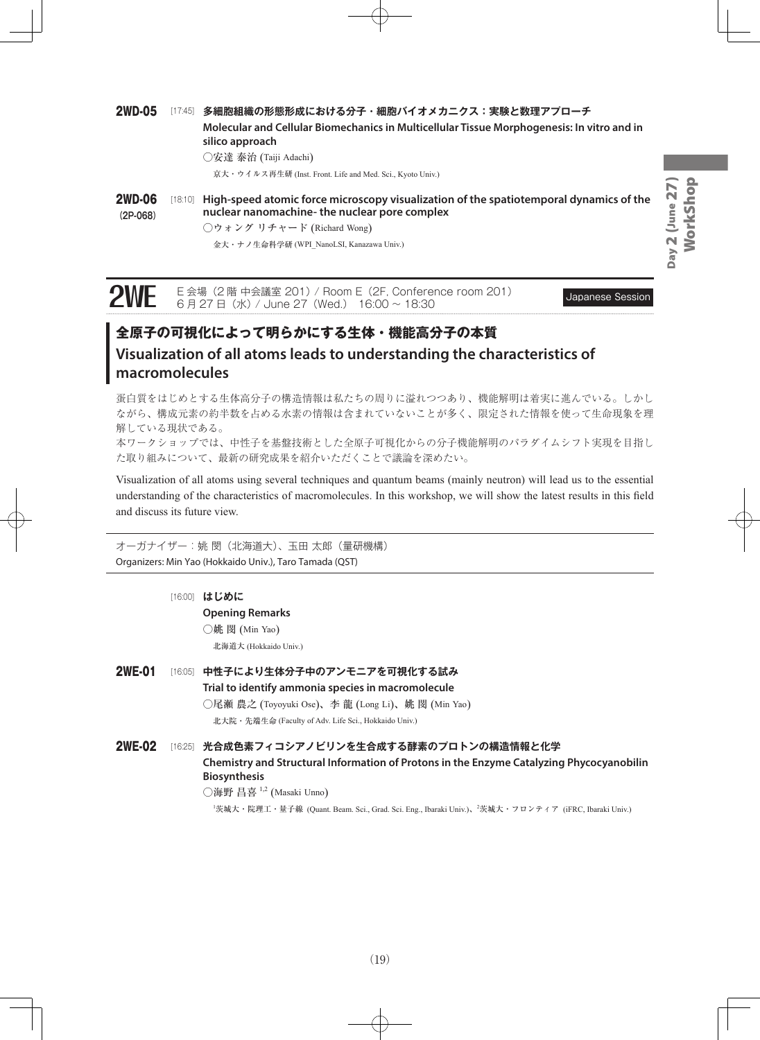**2WD-05** [17:45] **多細胞組織の形態形成における分子・細胞バイオメカニクス：実験と数理アプローチ**

**Molecular and Cellular Biomechanics in Multicellular Tissue Morphogenesis: In vitro and in silico approach**

○安達 泰治 (Taiji Adachi)

京大・ウイルス再生研 (Inst. Front. Life and Med. Sci., Kyoto Univ.)

**2WD-06** (2P-068) [18:10] **High-speed atomic force microscopy visualization of the spatiotemporal dynamics of the nuclear nanomachine- the nuclear pore complex**

○ウォング リチャード (Richard Wong)

金大・ナノ生命科学研 (WPI_NanoLSI, Kanazawa Univ.)

---

## 2WE

E 会場（2 階 中会議室 201）/ Room E（2F, Conference room 201）
6 月 27 日（水）/ June 27（Wed.） 16:00 ～ 18:30

Japanese Session

## 全原子の可視化によって明らかにする生体・機能高分子の本質
## Visualization of all atoms leads to understanding the characteristics of macromolecules

蛋白質をはじめとする生体高分子の構造情報は私たちの周りに溢れつつあり、機能解明は着実に進んでいる。しかしながら、構成元素の約半数を占める水素の情報は含まれていないことが多く、限定された情報を使って生命現象を理解している現状である。
本ワークショップでは、中性子を基盤技術とした全原子可視化からの分子機能解明のパラダイムシフト実現を目指した取り組みについて、最新の研究成果を紹介いただくことで議論を深めたい。

Visualization of all atoms using several techniques and quantum beams (mainly neutron) will lead us to the essential understanding of the characteristics of macromolecules. In this workshop, we will show the latest results in this field and discuss its future view.

オーガナイザー：姚 閔（北海道大）、玉田 太郎（量研機構）
Organizers: Min Yao (Hokkaido Univ.), Taro Tamada (QST)

[16:00] **はじめに**

**Opening Remarks**

○姚 閔 (Min Yao)

北海道大 (Hokkaido Univ.)

**2WE-01** [16:05] **中性子により生体分子中のアンモニアを可視化する試み**

**Trial to identify ammonia species in macromolecule**

○尾瀬 農之 (Toyoyuki Ose)、李 龍 (Long Li)、姚 閔 (Min Yao)

北大院・先端生命 (Faculty of Adv. Life Sci., Hokkaido Univ.)

**2WE-02** [16:25] **光合成色素フィコシアノビリンを生合成する酵素のプロトンの構造情報と化学**

**Chemistry and Structural Information of Protons in the Enzyme Catalyzing Phycocyanobilin Biosynthesis**

○海野 昌喜 [1,2] (Masaki Unno)

[1]茨城大・院理工・量子線 (Quant. Beam. Sci., Grad. Sci. Eng., Ibaraki Univ.)、[2]茨城大・フロンティア (iFRC, Ibaraki Univ.)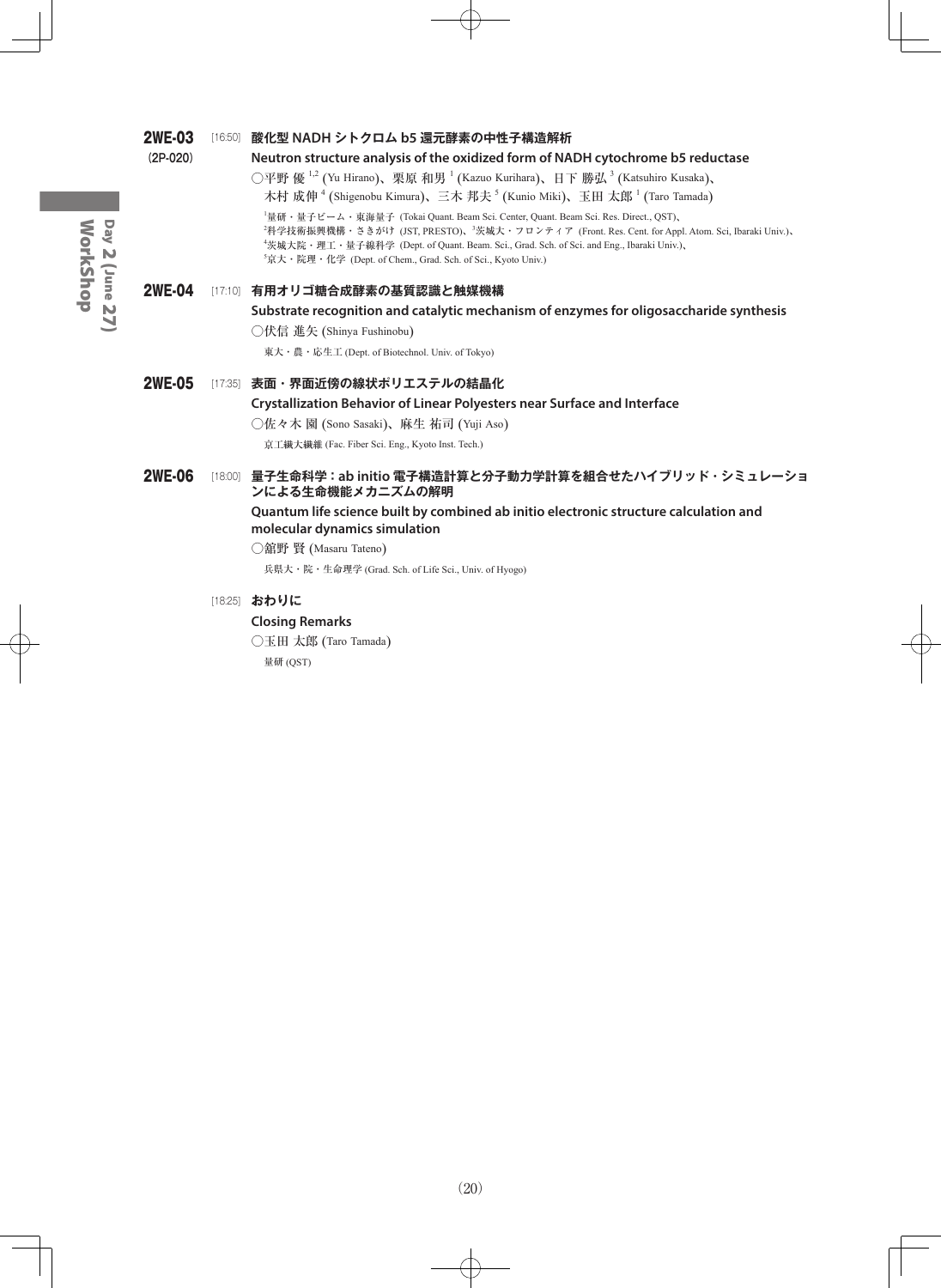### 2WE-03 (2P-020) [16:50] 酸化型 NADH シトクロム b5 還元酵素の中性子構造解析

**Neutron structure analysis of the oxidized form of NADH cytochrome b5 reductase**

○平野 優 [1,2] (Yu Hirano)、栗原 和男 [1] (Kazuo Kurihara)、日下 勝弘 [3] (Katsuhiro Kusaka)、木村 成伸 [4] (Shigenobu Kimura)、三木 邦夫 [5] (Kunio Miki)、玉田 太郎 [1] (Taro Tamada)

[1]量研・量子ビーム・東海量子 (Tokai Quant. Beam Sci. Center, Quant. Beam Sci. Res. Direct., QST)、[2]科学技術振興機構・さきがけ (JST, PRESTO)、[3]茨城大・フロンティア (Front. Res. Cent. for Appl. Atom. Sci, Ibaraki Univ.)、[4]茨城大院・理工・量子線科学 (Dept. of Quant. Beam. Sci., Grad. Sch. of Sci. and Eng., Ibaraki Univ.)、[5]京大・院理・化学 (Dept. of Chem., Grad. Sch. of Sci., Kyoto Univ.)

### 2WE-04 [17:10] 有用オリゴ糖合成酵素の基質認識と触媒機構

**Substrate recognition and catalytic mechanism of enzymes for oligosaccharide synthesis**

○伏信 進矢 (Shinya Fushinobu)

東大・農・応生工 (Dept. of Biotechnol. Univ. of Tokyo)

### 2WE-05 [17:35] 表面・界面近傍の線状ポリエステルの結晶化

**Crystallization Behavior of Linear Polyesters near Surface and Interface**

○佐々木 園 (Sono Sasaki)、麻生 祐司 (Yuji Aso)

京工繊大繊維 (Fac. Fiber Sci. Eng., Kyoto Inst. Tech.)

### 2WE-06 [18:00] 量子生命科学：ab initio 電子構造計算と分子動力学計算を組合せたハイブリッド・シミュレーションによる生命機能メカニズムの解明

**Quantum life science built by combined ab initio electronic structure calculation and molecular dynamics simulation**

○舘野 賢 (Masaru Tateno)

兵県大・院・生命理学 (Grad. Sch. of Life Sci., Univ. of Hyogo)

### [18:25] おわりに

**Closing Remarks**

○玉田 太郎 (Taro Tamada)

量研 (QST)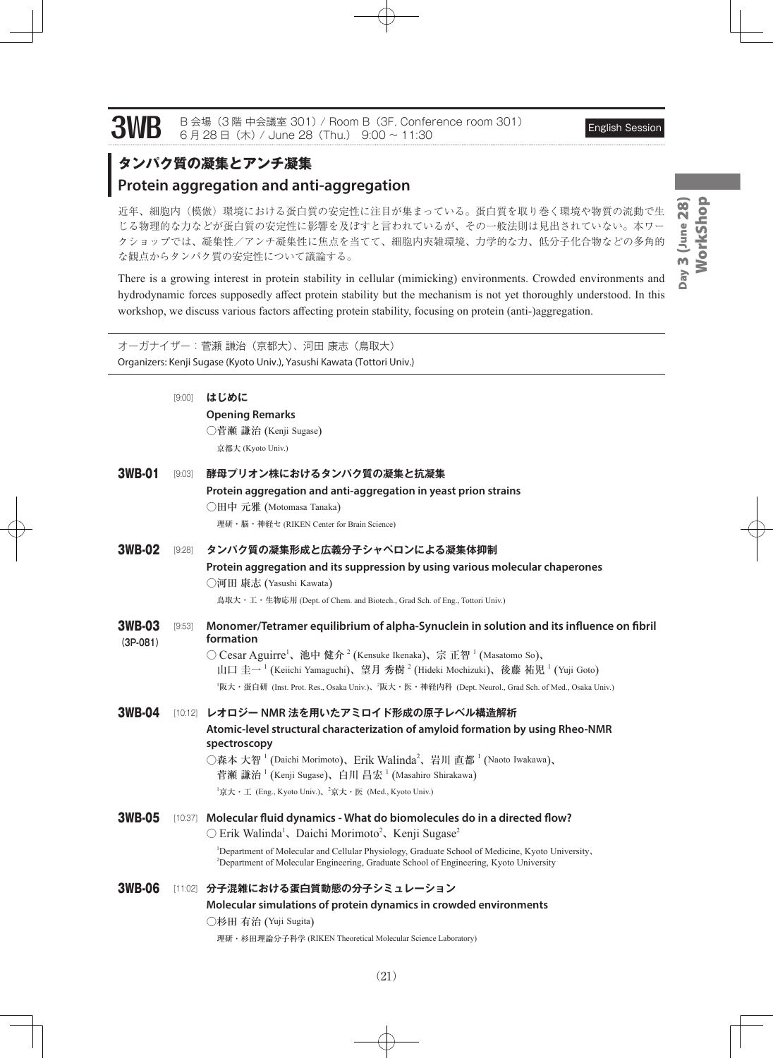# 3WB

B 会場（3 階 中会議室 301）/ Room B（3F, Conference room 301）
6 月 28 日（木）/ June 28（Thu.） 9:00 ～ 11:30

English Session

## タンパク質の凝集とアンチ凝集
## Protein aggregation and anti-aggregation

近年、細胞内（模倣）環境における蛋白質の安定性に注目が集まっている。蛋白質を取り巻く環境や物質の流動で生じる物理的な力などが蛋白質の安定性に影響を及ぼすと言われているが、その一般法則は見出されていない。本ワークショップでは、凝集性／アンチ凝集性に焦点を当てて、細胞内夾雑環境、力学的な力、低分子化合物などの多角的な観点からタンパク質の安定性について議論する。

There is a growing interest in protein stability in cellular (mimicking) environments. Crowded environments and hydrodynamic forces supposedly affect protein stability but the mechanism is not yet thoroughly understood. In this workshop, we discuss various factors affecting protein stability, focusing on protein (anti-)aggregation.

オーガナイザー：菅瀬 謙治（京都大）、河田 康志（鳥取大）
Organizers: Kenji Sugase (Kyoto Univ.), Yasushi Kawata (Tottori Univ.)

[9:00] **はじめに**
**Opening Remarks**
○菅瀬 謙治 (Kenji Sugase)
京都大 (Kyoto Univ.)

**3WB-01** [9:03] **酵母プリオン株におけるタンパク質の凝集と抗凝集**
**Protein aggregation and anti-aggregation in yeast prion strains**
○田中 元雅 (Motomasa Tanaka)
理研・脳・神経セ (RIKEN Center for Brain Science)

**3WB-02** [9:28] **タンパク質の凝集形成と広義分子シャペロンによる凝集体抑制**
**Protein aggregation and its suppression by using various molecular chaperones**
○河田 康志 (Yasushi Kawata)
鳥取大・工・生物応用 (Dept. of Chem. and Biotech., Grad Sch. of Eng., Tottori Univ.)

**3WB-03 (3P-081)** [9:53] **Monomer/Tetramer equilibrium of alpha-Synuclein in solution and its influence on fibril formation**
○ Cesar Aguirre[1]、池中 健介[2] (Kensuke Ikenaka)、宗 正智[1] (Masatomo So)、山口 圭一[1] (Keiichi Yamaguchi)、望月 秀樹[2] (Hideki Mochizuki)、後藤 祐児[1] (Yuji Goto)
[1]阪大・蛋白研 (Inst. Prot. Res., Osaka Univ.)、[2]阪大・医・神経内科 (Dept. Neurol., Grad Sch. of Med., Osaka Univ.)

**3WB-04** [10:12] **レオロジー NMR 法を用いたアミロイド形成の原子レベル構造解析**
**Atomic-level structural characterization of amyloid formation by using Rheo-NMR spectroscopy**
○森本 大智[1] (Daichi Morimoto)、Erik Walinda[2]、岩川 直都[1] (Naoto Iwakawa)、菅瀬 謙治[1] (Kenji Sugase)、白川 昌宏[1] (Masahiro Shirakawa)
[1]京大・工 (Eng., Kyoto Univ.)、[2]京大・医 (Med., Kyoto Univ.)

**3WB-05** [10:37] **Molecular fluid dynamics - What do biomolecules do in a directed flow?**
○ Erik Walinda[1]、Daichi Morimoto[2]、Kenji Sugase[2]
[1]Department of Molecular and Cellular Physiology, Graduate School of Medicine, Kyoto University、[2]Department of Molecular Engineering, Graduate School of Engineering, Kyoto University

**3WB-06** [11:02] **分子混雑における蛋白質動態の分子シミュレーション**
**Molecular simulations of protein dynamics in crowded environments**
○杉田 有治 (Yuji Sugita)
理研・杉田理論分子科学 (RIKEN Theoretical Molecular Science Laboratory)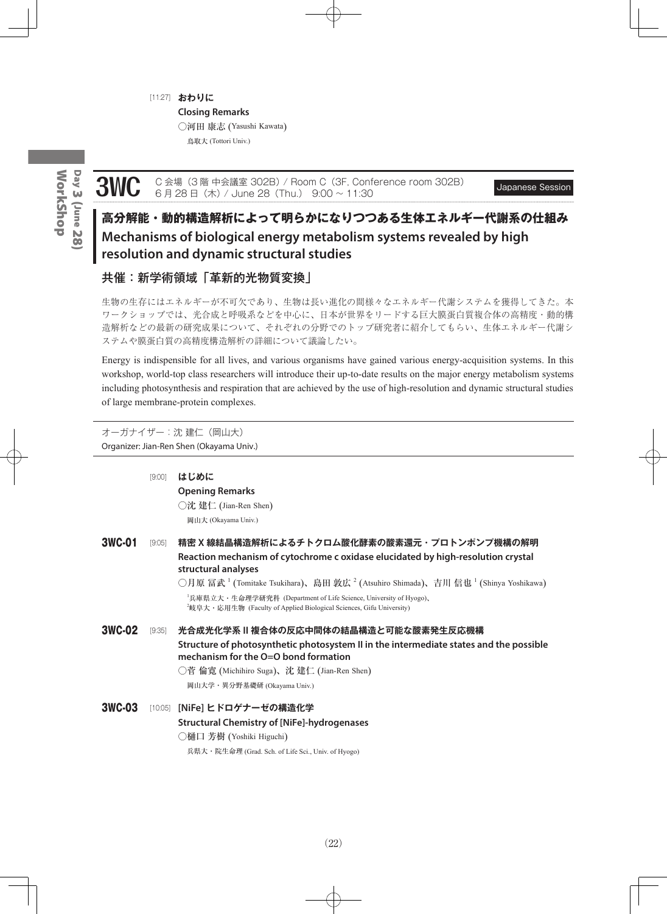[11:27] **おわりに**

**Closing Remarks**

○河田 康志 (Yasushi Kawata)

鳥取大 (Tottori Univ.)

## 3WC

C 会場（3 階 中会議室 302B）/ Room C（3F, Conference room 302B）
6 月 28 日（木）/ June 28（Thu.） 9:00 ～ 11:30

Japanese Session

# 高分解能・動的構造解析によって明らかになりつつある生体エネルギー代謝系の仕組み

# Mechanisms of biological energy metabolism systems revealed by high resolution and dynamic structural studies

## 共催：新学術領域「革新的光物質変換」

生物の生存にはエネルギーが不可欠であり、生物は長い進化の間様々なエネルギー代謝システムを獲得してきた。本ワークショップでは、光合成と呼吸系などを中心に、日本が世界をリードする巨大膜蛋白質複合体の高精度・動的構造解析などの最新の研究成果について、それぞれの分野でのトップ研究者に紹介してもらい、生体エネルギー代謝システムや膜蛋白質の高精度構造解析の詳細について議論したい。

Energy is indispensible for all lives, and various organisms have gained various energy-acquisition systems. In this workshop, world-top class researchers will introduce their up-to-date results on the major energy metabolism systems including photosynthesis and respiration that are achieved by the use of high-resolution and dynamic structural studies of large membrane-protein complexes.

オーガナイザー：沈 建仁（岡山大）
Organizer: Jian-Ren Shen (Okayama Univ.)

[9:00] **はじめに**

**Opening Remarks**

○沈 建仁 (Jian-Ren Shen)

岡山大 (Okayama Univ.)

**3WC-01** [9:05] **精密 X 線結晶構造解析によるチトクロム酸化酵素の酸素還元・プロトンポンプ機構の解明**

**Reaction mechanism of cytochrome c oxidase elucidated by high-resolution crystal structural analyses**

○月原 冨武[1] (Tomitake Tsukihara)、島田 敦広[2] (Atsuhiro Shimada)、吉川 信也[1] (Shinya Yoshikawa)

[1]兵庫県立大・生命理学研究科 (Department of Life Science, University of Hyogo)、
[2]岐阜大・応用生物 (Faculty of Applied Biological Sciences, Gifu University)

**3WC-02** [9:35] **光合成光化学系 II 複合体の反応中間体の結晶構造と可能な酸素発生反応機構**

**Structure of photosynthetic photosystem II in the intermediate states and the possible mechanism for the O=O bond formation**

○菅 倫寛 (Michihiro Suga)、沈 建仁 (Jian-Ren Shen)

岡山大学・異分野基礎研 (Okayama Univ.)

**3WC-03** [10:05] **[NiFe] ヒドロゲナーゼの構造化学**

**Structural Chemistry of [NiFe]-hydrogenases**

○樋口 芳樹 (Yoshiki Higuchi)

兵県大・院生命理 (Grad. Sch. of Life Sci., Univ. of Hyogo)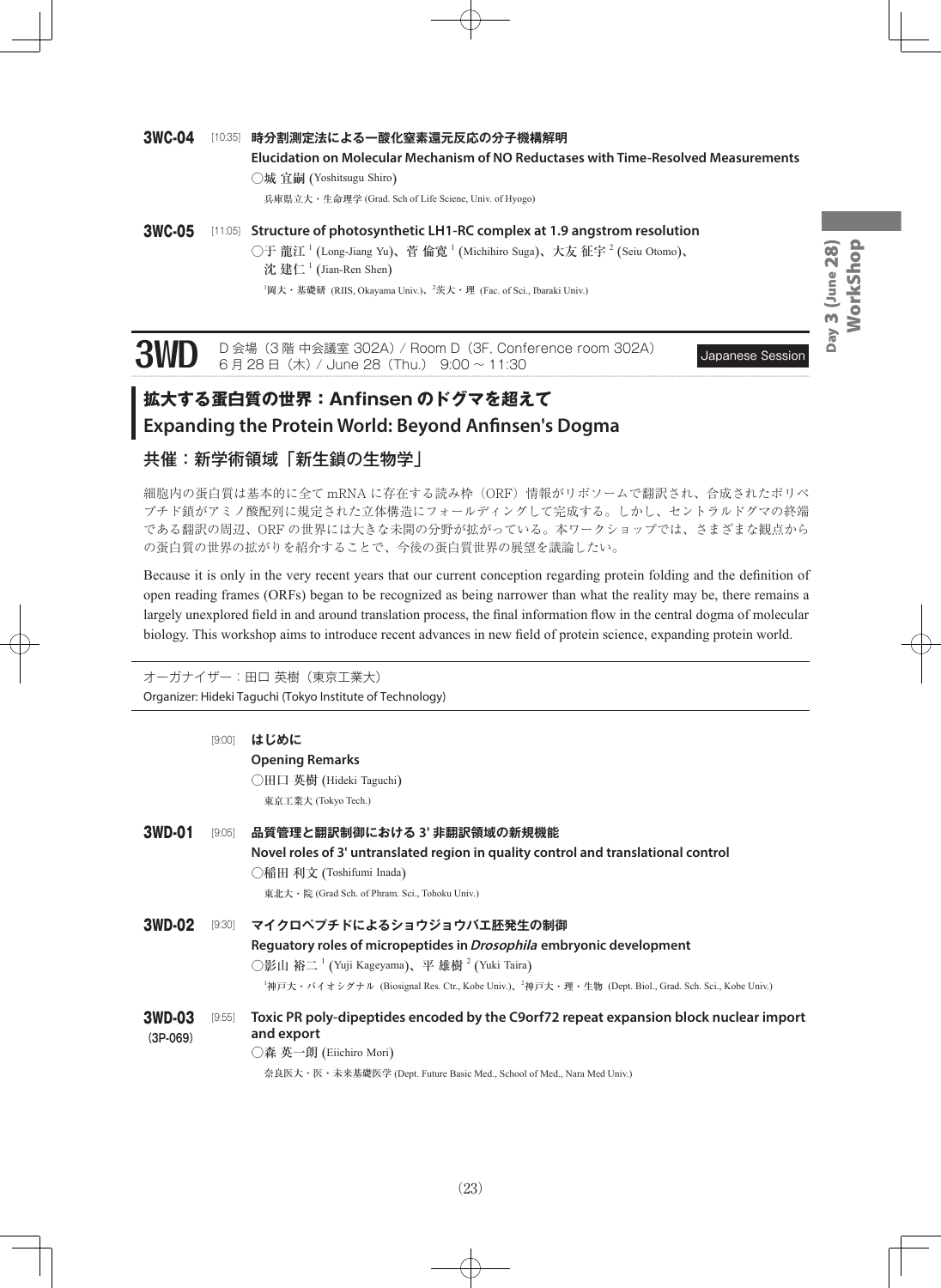**3WC-04** [10:35] **時分割測定法による一酸化窒素還元反応の分子機構解明**

**Elucidation on Molecular Mechanism of NO Reductases with Time-Resolved Measurements**

○城 宜嗣 (Yoshitsugu Shiro)

兵庫県立大・生命理学 (Grad. Sch of Life Sciene, Univ. of Hyogo)

**3WC-05** [11:05] **Structure of photosynthetic LH1-RC complex at 1.9 angstrom resolution**

○于 龍江[1] (Long-Jiang Yu)、菅 倫寛[1] (Michihiro Suga)、大友 征宇[2] (Seiu Otomo)、沈 建仁[1] (Jian-Ren Shen)

[1]岡大・基礎研 (RIIS, Okayama Univ.)、[2]茨大・理 (Fac. of Sci., Ibaraki Univ.)

# 3WD

D 会場（3 階 中会議室 302A）/ Room D（3F, Conference room 302A）
6 月 28 日（木）/ June 28（Thu.） 9:00 ~ 11:30

Japanese Session

## 拡大する蛋白質の世界：Anfinsen のドグマを超えて
## Expanding the Protein World: Beyond Anfinsen's Dogma

### 共催：新学術領域「新生鎖の生物学」

細胞内の蛋白質は基本的に全て mRNA に存在する読み枠（ORF）情報がリボソームで翻訳され、合成されたポリペプチド鎖がアミノ酸配列に規定された立体構造にフォールディングして完成する。しかし、セントラルドグマの終端である翻訳の周辺、ORF の世界には大きな未開の分野が拡がっている。本ワークショップでは、さまざまな観点からの蛋白質の世界の拡がりを紹介することで、今後の蛋白質世界の展望を議論したい。

Because it is only in the very recent years that our current conception regarding protein folding and the definition of open reading frames (ORFs) began to be recognized as being narrower than what the reality may be, there remains a largely unexplored field in and around translation process, the final information flow in the central dogma of molecular biology. This workshop aims to introduce recent advances in new field of protein science, expanding protein world.

オーガナイザー：田口 英樹（東京工業大）
Organizer: Hideki Taguchi (Tokyo Institute of Technology)

[9:00] **はじめに**

**Opening Remarks**

○田口 英樹 (Hideki Taguchi)

東京工業大 (Tokyo Tech.)

**3WD-01** [9:05] **品質管理と翻訳制御における 3' 非翻訳領域の新規機能**

**Novel roles of 3' untranslated region in quality control and translational control**

○稲田 利文 (Toshifumi Inada)

東北大・院 (Grad Sch. of Phram. Sci., Tohoku Univ.)

**3WD-02** [9:30] **マイクロペプチドによるショウジョウバエ胚発生の制御**

**Reguatory roles of micropeptides in *Drosophila* embryonic development**

○影山 裕二[1] (Yuji Kageyama)、平 雄樹[2] (Yuki Taira)

[1]神戸大・バイオシグナル (Biosignal Res. Ctr., Kobe Univ.)、[2]神戸大・理・生物 (Dept. Biol., Grad. Sch. Sci., Kobe Univ.)

**3WD-03** (3P-069) [9:55] **Toxic PR poly-dipeptides encoded by the C9orf72 repeat expansion block nuclear import and export**

○森 英一朗 (Eiichiro Mori)

奈良医大・医・未来基礎医学 (Dept. Future Basic Med., School of Med., Nara Med Univ.)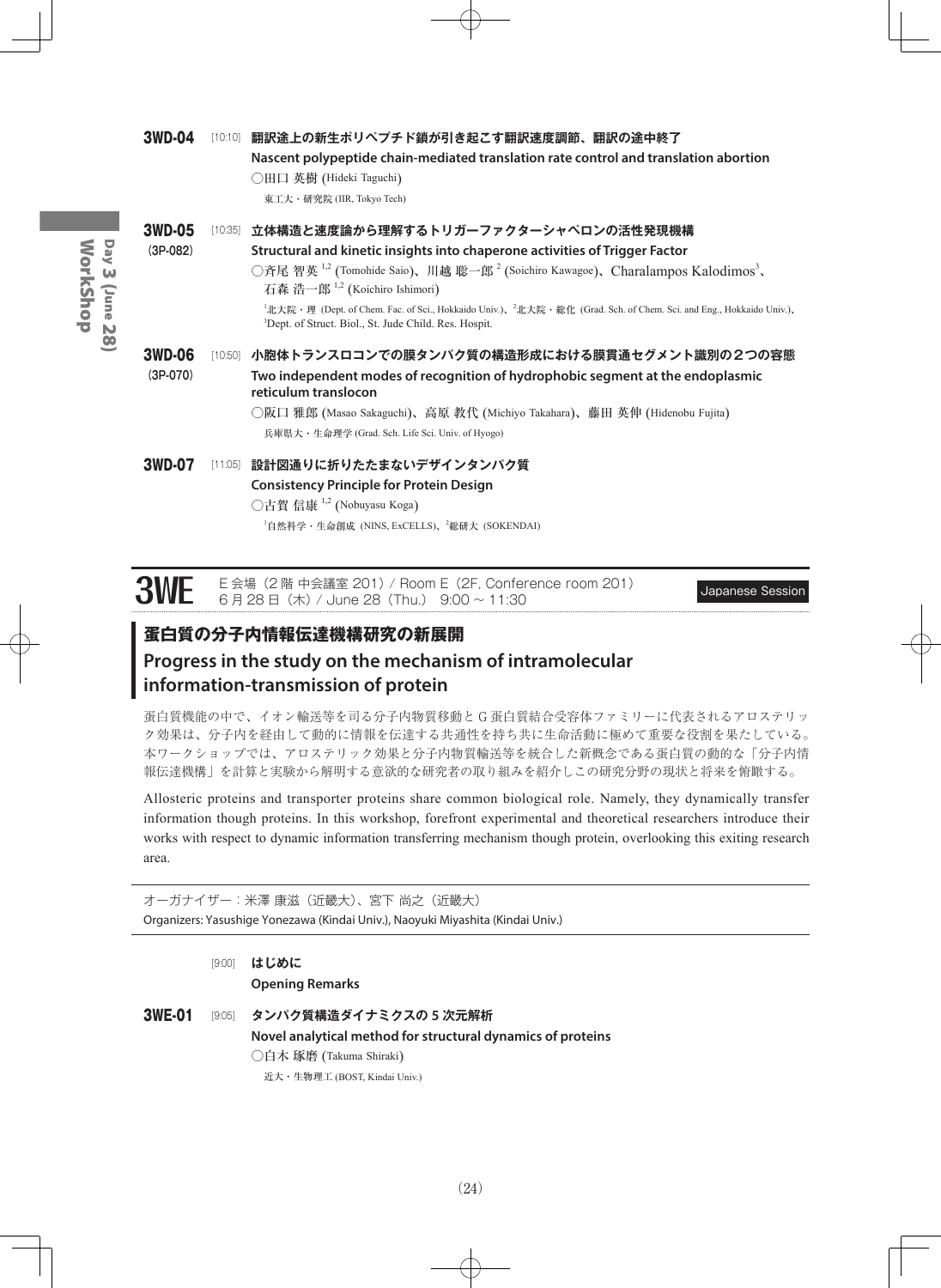**3WD-04** [10:10] **翻訳途上の新生ポリペプチド鎖が引き起こす翻訳速度調節、翻訳の途中終了**
**Nascent polypeptide chain-mediated translation rate control and translation abortion**
○田口 英樹 (Hideki Taguchi)
東工大・研究院 (IIR, Tokyo Tech)

**3WD-05** (3P-082) [10:35] **立体構造と速度論から理解するトリガーファクターシャペロンの活性発現機構**
**Structural and kinetic insights into chaperone activities of Trigger Factor**
○斉尾 智英[1,2] (Tomohide Saio)、川越 聡一郎[2] (Soichiro Kawagoe)、Charalampos Kalodimos[3]、石森 浩一郎[1,2] (Koichiro Ishimori)
[1]北大院・理 (Dept. of Chem. Fac. of Sci., Hokkaido Univ.)、[2]北大院・総化 (Grad. Sch. of Chem. Sci. and Eng., Hokkaido Univ.)、[3]Dept. of Struct. Biol., St. Jude Child. Res. Hospit.

**3WD-06** (3P-070) [10:50] **小胞体トランスロコンでの膜タンパク質の構造形成における膜貫通セグメント識別の２つの容態**
**Two independent modes of recognition of hydrophobic segment at the endoplasmic reticulum translocon**
○阪口 雅郎 (Masao Sakaguchi)、高原 教代 (Michiyo Takahara)、藤田 英伸 (Hidenobu Fujita)
兵庫県大・生命理学 (Grad. Sch. Life Sci. Univ. of Hyogo)

**3WD-07** [11:05] **設計図通りに折りたたまないデザインタンパク質**
**Consistency Principle for Protein Design**
○古賀 信康[1,2] (Nobuyasu Koga)
[1]自然科学・生命創成 (NINS, ExCELLS)、[2]総研大 (SOKENDAI)

## 3WE

E 会場（2 階 中会議室 201）/ Room E（2F, Conference room 201）
6 月 28 日（木）/ June 28（Thu.） 9:00 ~ 11:30
Japanese Session

## 蛋白質の分子内情報伝達機構研究の新展開
## Progress in the study on the mechanism of intramolecular information-transmission of protein

蛋白質機能の中で、イオン輸送等を司る分子内物質移動と G 蛋白質結合受容体ファミリーに代表されるアロステリック効果は、分子内を経由して動的に情報を伝達する共通性を持ち共に生命活動に極めて重要な役割を果たしている。本ワークショップでは、アロステリック効果と分子内物質輸送等を統合した新概念である蛋白質の動的な「分子内情報伝達機構」を計算と実験から解明する意欲的な研究者の取り組みを紹介しこの研究分野の現状と将来を俯瞰する。

Allosteric proteins and transporter proteins share common biological role. Namely, they dynamically transfer information though proteins. In this workshop, forefront experimental and theoretical researchers introduce their works with respect to dynamic information transferring mechanism though protein, overlooking this exiting research area.

オーガナイザー：米澤 康滋（近畿大）、宮下 尚之（近畿大）
Organizers: Yasushige Yonezawa (Kindai Univ.), Naoyuki Miyashita (Kindai Univ.)

[9:00] **はじめに**
**Opening Remarks**

**3WE-01** [9:05] **タンパク質構造ダイナミクスの 5 次元解析**
**Novel analytical method for structural dynamics of proteins**
○白木 琢磨 (Takuma Shiraki)
近大・生物理工 (BOST, Kindai Univ.)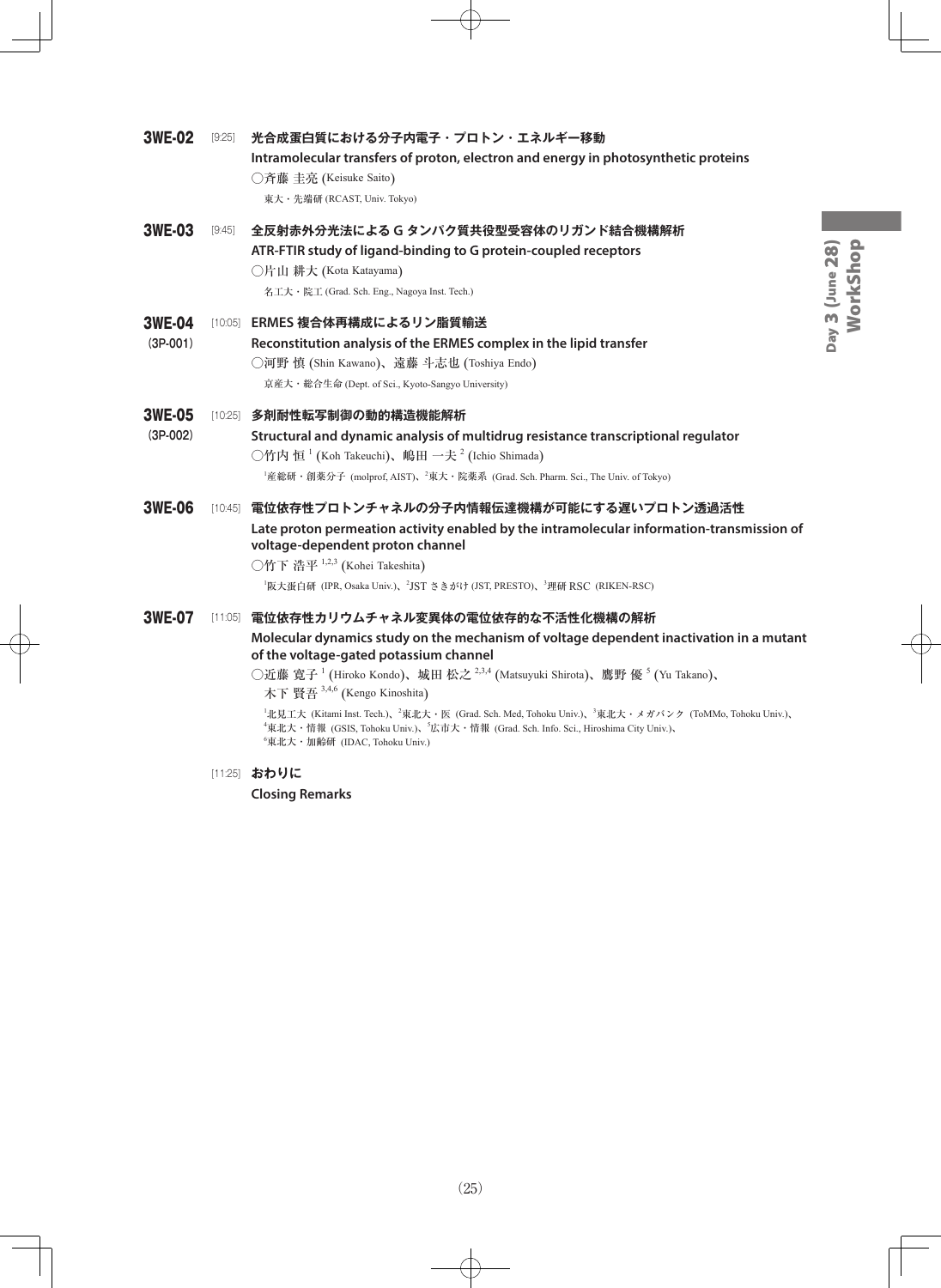**3WE-02** [9:25] **光合成蛋白質における分子内電子・プロトン・エネルギー移動**

**Intramolecular transfers of proton, electron and energy in photosynthetic proteins**

○斉藤 圭亮 (Keisuke Saito)

東大・先端研 (RCAST, Univ. Tokyo)

**3WE-03** [9:45] **全反射赤外分光法による G タンパク質共役型受容体のリガンド結合機構解析**

**ATR-FTIR study of ligand-binding to G protein-coupled receptors**

○片山 耕大 (Kota Katayama)

名工大・院工 (Grad. Sch. Eng., Nagoya Inst. Tech.)

**3WE-04** (3P-001) [10:05] **ERMES 複合体再構成によるリン脂質輸送**

**Reconstitution analysis of the ERMES complex in the lipid transfer**

○河野 慎 (Shin Kawano)、遠藤 斗志也 (Toshiya Endo)

京産大・総合生命 (Dept. of Sci., Kyoto-Sangyo University)

**3WE-05** (3P-002) [10:25] **多剤耐性転写制御の動的構造機能解析**

**Structural and dynamic analysis of multidrug resistance transcriptional regulator**

○竹内 恒[1] (Koh Takeuchi)、嶋田 一夫[2] (Ichio Shimada)

[1]産総研・創薬分子 (molprof, AIST)、[2]東大・院薬系 (Grad. Sch. Pharm. Sci., The Univ. of Tokyo)

**3WE-06** [10:45] **電位依存性プロトンチャネルの分子内情報伝達機構が可能にする遅いプロトン透過活性**

**Late proton permeation activity enabled by the intramolecular information-transmission of voltage-dependent proton channel**

○竹下 浩平[1,2,3] (Kohei Takeshita)

[1]阪大蛋白研 (IPR, Osaka Univ.)、[2]JST さきがけ (JST, PRESTO)、[3]理研 RSC (RIKEN-RSC)

**3WE-07** [11:05] **電位依存性カリウムチャネル変異体の電位依存的な不活性化機構の解析**

**Molecular dynamics study on the mechanism of voltage dependent inactivation in a mutant of the voltage-gated potassium channel**

○近藤 寛子[1] (Hiroko Kondo)、城田 松之[2,3,4] (Matsuyuki Shirota)、鷹野 優[5] (Yu Takano)、木下 賢吾[3,4,6] (Kengo Kinoshita)

[1]北見工大 (Kitami Inst. Tech.)、[2]東北大・医 (Grad. Sch. Med, Tohoku Univ.)、[3]東北大・メガバンク (ToMMo, Tohoku Univ.)、[4]東北大・情報 (GSIS, Tohoku Univ.)、[5]広市大・情報 (Grad. Sch. Info. Sci., Hiroshima City Univ.)、[6]東北大・加齢研 (IDAC, Tohoku Univ.)

[11:25] **おわりに**

**Closing Remarks**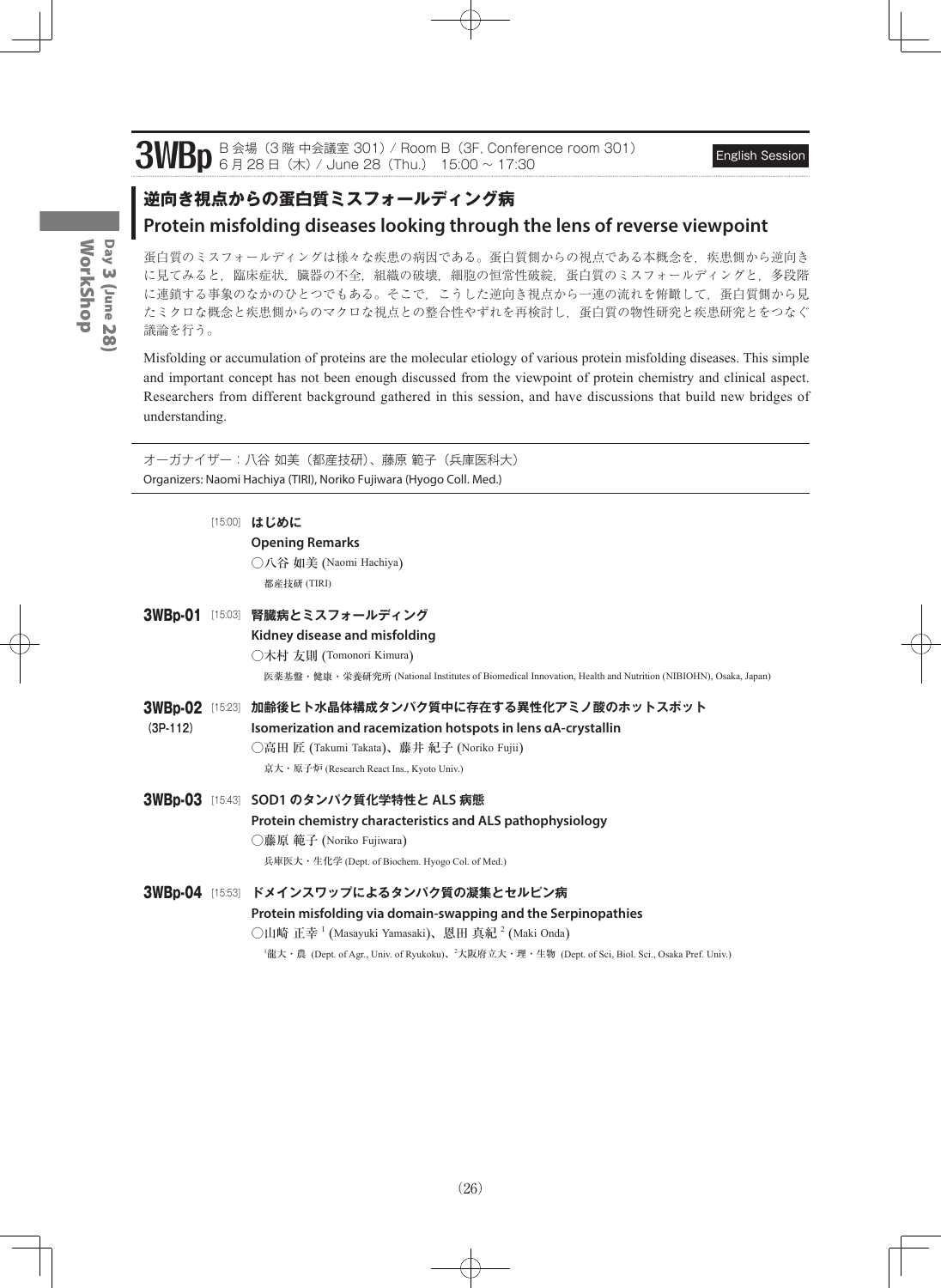# 3WBp B 会場（3 階 中会議室 301）/ Room B（3F, Conference room 301）6 月 28 日（木）/ June 28（Thu.） 15:00 ～ 17:30

English Session

## 逆向き視点からの蛋白質ミスフォールディング病
## Protein misfolding diseases looking through the lens of reverse viewpoint

蛋白質のミスフォールディングは様々な疾患の病因である。蛋白質側からの視点である本概念を，疾患側から逆向きに見てみると，臨床症状，臓器の不全，組織の破壊，細胞の恒常性破綻，蛋白質のミスフォールディングと，多段階に連鎖する事象のなかのひとつでもある。そこで，こうした逆向き視点から一連の流れを俯瞰して，蛋白質側から見たミクロな概念と疾患側からのマクロな視点との整合性やずれを再検討し，蛋白質の物性研究と疾患研究とをつなぐ議論を行う。

Misfolding or accumulation of proteins are the molecular etiology of various protein misfolding diseases. This simple and important concept has not been enough discussed from the viewpoint of protein chemistry and clinical aspect. Researchers from different background gathered in this session, and have discussions that build new bridges of understanding.

オーガナイザー：八谷 如美（都産技研）、藤原 範子（兵庫医科大）
Organizers: Naomi Hachiya (TIRI), Noriko Fujiwara (Hyogo Coll. Med.)

[15:00] **はじめに**
**Opening Remarks**
○八谷 如美 (Naomi Hachiya)
都産技研 (TIRI)

**3WBp-01** [15:03] **腎臓病とミスフォールディング**
**Kidney disease and misfolding**
○木村 友則 (Tomonori Kimura)
医薬基盤・健康・栄養研究所 (National Institutes of Biomedical Innovation, Health and Nutrition (NIBIOHN), Osaka, Japan)

**3WBp-02** (3P-112) [15:23] **加齢後ヒト水晶体構成タンパク質中に存在する異性化アミノ酸のホットスポット**
**Isomerization and racemization hotspots in lens αA-crystallin**
○高田 匠 (Takumi Takata)、藤井 紀子 (Noriko Fujii)
京大・原子炉 (Research React Ins., Kyoto Univ.)

**3WBp-03** [15:43] **SOD1 のタンパク質化学特性と ALS 病態**
**Protein chemistry characteristics and ALS pathophysiology**
○藤原 範子 (Noriko Fujiwara)
兵庫医大・生化学 (Dept. of Biochem. Hyogo Col. of Med.)

**3WBp-04** [15:53] **ドメインスワップによるタンパク質の凝集とセルピン病**
**Protein misfolding via domain-swapping and the Serpinopathies**
○山崎 正幸 [1] (Masayuki Yamasaki)、恩田 真紀 [2] (Maki Onda)
[1]龍大・農 (Dept. of Agr., Univ. of Ryukoku)、[2]大阪府立大・理・生物 (Dept. of Sci, Biol. Sci., Osaka Pref. Univ.)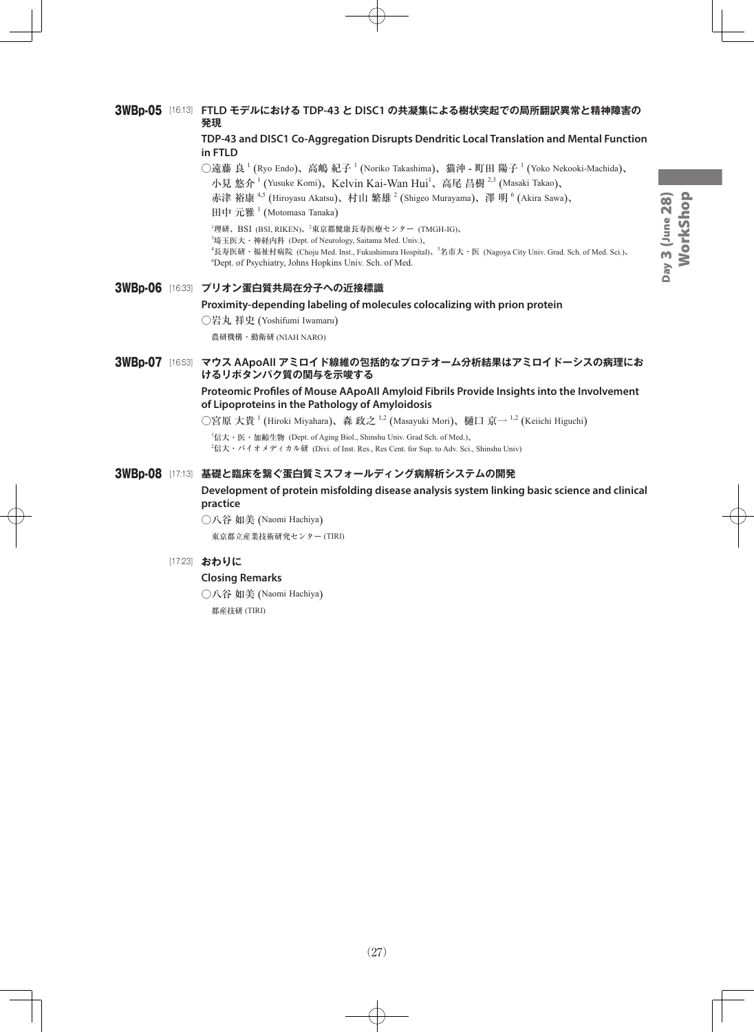**3WBp-05** [16:13] **FTLD モデルにおける TDP-43 と DISC1 の共凝集による樹状突起での局所翻訳異常と精神障害の発現**

**TDP-43 and DISC1 Co-Aggregation Disrupts Dendritic Local Translation and Mental Function in FTLD**

○遠藤 良[1] (Ryo Endo)、高嶋 紀子[1] (Noriko Takashima)、猫沖 - 町田 陽子[1] (Yoko Nekooki-Machida)、小見 悠介[1] (Yusuke Komi)、Kelvin Kai-Wan Hui[1]、高尾 昌樹[2,3] (Masaki Takao)、赤津 裕康[4,5] (Hiroyasu Akatsu)、村山 繁雄[2] (Shigeo Murayama)、澤 明[6] (Akira Sawa)、田中 元雅[1] (Motomasa Tanaka)

[1]理研、BSI (BSI, RIKEN)、[2]東京都健康長寿医療センター (TMGH-IG)、[3]埼玉医大・神経内科 (Dept. of Neurology, Saitama Med. Univ.)、[4]長寿医研・福祉村病院 (Choju Med. Inst., Fukushimura Hospital)、[5]名市大・医 (Nagoya City Univ. Grad. Sch. of Med. Sci.)、[6]Dept. of Psychiatry, Johns Hopkins Univ. Sch. of Med.

**3WBp-06** [16:33] **プリオン蛋白質共局在分子への近接標識**

**Proximity-depending labeling of molecules colocalizing with prion protein**

○岩丸 祥史 (Yoshifumi Iwamaru)

農研機構・動衛研 (NIAH NARO)

**3WBp-07** [16:53] **マウス AApoAII アミロイド線維の包括的なプロテオーム分析結果はアミロイドーシスの病理におけるリポタンパク質の関与を示唆する**

**Proteomic Profiles of Mouse AApoAII Amyloid Fibrils Provide Insights into the Involvement of Lipoproteins in the Pathology of Amyloidosis**

○宮原 大貴[1] (Hiroki Miyahara)、森 政之[1,2] (Masayuki Mori)、樋口 京一[1,2] (Keiichi Higuchi)

[1]信大・医・加齢生物 (Dept. of Aging Biol., Shinshu Univ. Grad Sch. of Med.)、[2]信大・バイオメディカル研 (Divi. of Inst. Res., Res Cent. for Sup. to Adv. Sci., Shinshu Univ)

**3WBp-08** [17:13] **基礎と臨床を繋ぐ蛋白質ミスフォールディング病解析システムの開発**

**Development of protein misfolding disease analysis system linking basic science and clinical practice**

○八谷 如美 (Naomi Hachiya)

東京都立産業技術研究センター (TIRI)

[17:23] **おわりに**

**Closing Remarks**

○八谷 如美 (Naomi Hachiya)

都産技研 (TIRI)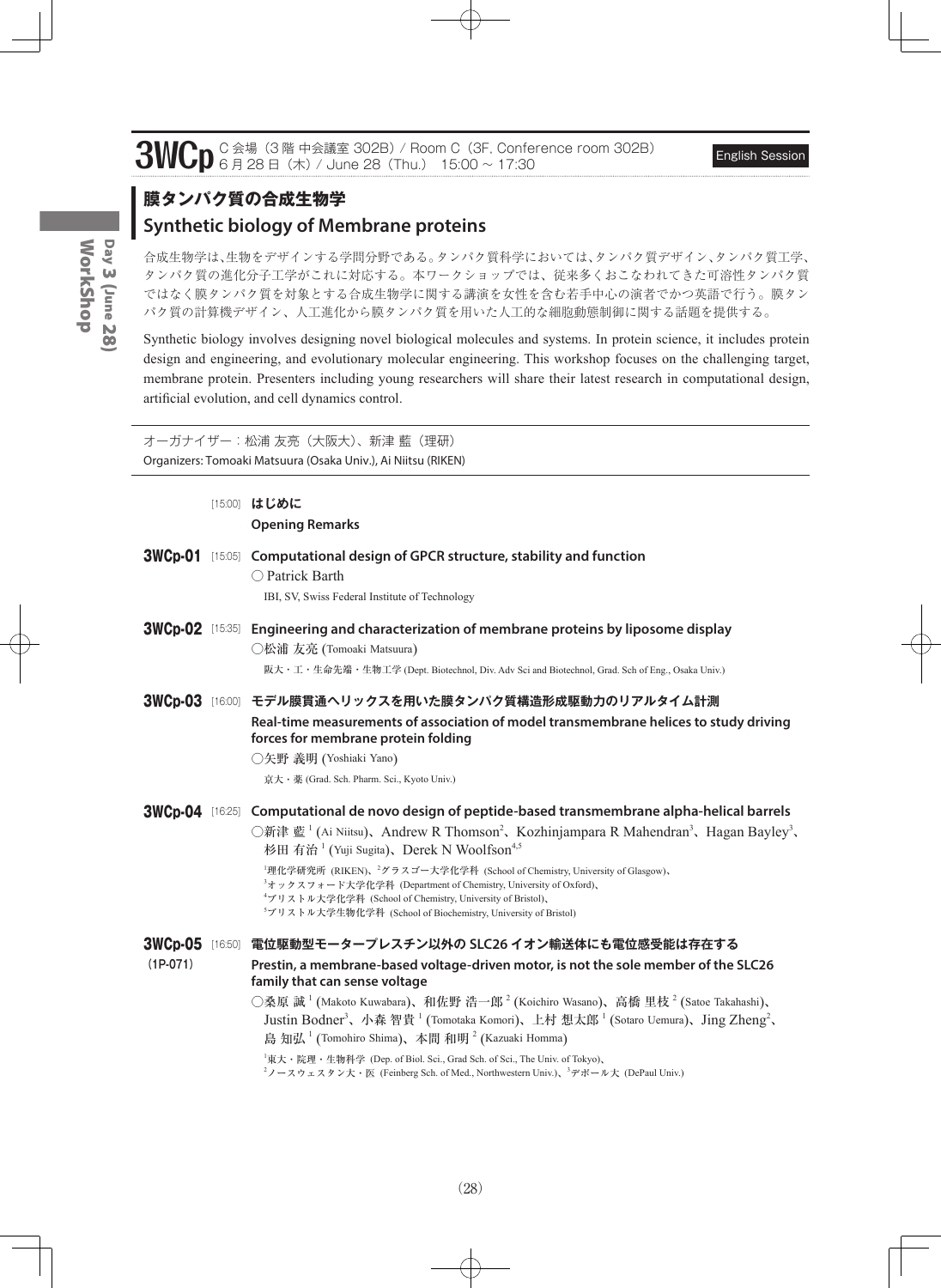# 3WCp

C 会場（3 階 中会議室 302B）/ Room C（3F, Conference room 302B）
6 月 28 日（木）/ June 28（Thu.） 15:00 ~ 17:30

English Session

## 膜タンパク質の合成生物学
## Synthetic biology of Membrane proteins

合成生物学は、生物をデザインする学問分野である。タンパク質科学においては、タンパク質デザイン、タンパク質工学、タンパク質の進化分子工学がこれに対応する。本ワークショップでは、従来多くおこなわれてきた可溶性タンパク質ではなく膜タンパク質を対象とする合成生物学に関する講演を女性を含む若手中心の演者でかつ英語で行う。膜タンパク質の計算機デザイン、人工進化から膜タンパク質を用いた人工的な細胞動態制御に関する話題を提供する。

Synthetic biology involves designing novel biological molecules and systems. In protein science, it includes protein design and engineering, and evolutionary molecular engineering. This workshop focuses on the challenging target, membrane protein. Presenters including young researchers will share their latest research in computational design, artificial evolution, and cell dynamics control.

オーガナイザー：松浦 友亮（大阪大）、新津 藍（理研）
Organizers: Tomoaki Matsuura (Osaka Univ.), Ai Niitsu (RIKEN)

[15:00] **はじめに**
**Opening Remarks**

**3WCp-01** [15:05] **Computational design of GPCR structure, stability and function**
○ Patrick Barth
IBI, SV, Swiss Federal Institute of Technology

**3WCp-02** [15:35] **Engineering and characterization of membrane proteins by liposome display**
○松浦 友亮 (Tomoaki Matsuura)
阪大・工・生命先端・生物工学 (Dept. Biotechnol, Div. Adv Sci and Biotechnol, Grad. Sch of Eng., Osaka Univ.)

**3WCp-03** [16:00] **モデル膜貫通ヘリックスを用いた膜タンパク質構造形成駆動力のリアルタイム計測**
**Real-time measurements of association of model transmembrane helices to study driving forces for membrane protein folding**
○矢野 義明 (Yoshiaki Yano)
京大・薬 (Grad. Sch. Pharm. Sci., Kyoto Univ.)

**3WCp-04** [16:25] **Computational de novo design of peptide-based transmembrane alpha-helical barrels**
○新津 藍[1] (Ai Niitsu)、Andrew R Thomson[2]、Kozhinjampara R Mahendran[3]、Hagan Bayley[3]、杉田 有治[1] (Yuji Sugita)、Derek N Woolfson[4,5]
[1]理化学研究所 (RIKEN)、[2]グラスゴー大学化学科 (School of Chemistry, University of Glasgow)、
[3]オックスフォード大学化学科 (Department of Chemistry, University of Oxford)、
[4]ブリストル大学化学科 (School of Chemistry, University of Bristol)、
[5]ブリストル大学生物化学科 (School of Biochemistry, University of Bristol)

**3WCp-05** (1P-071) [16:50] **電位駆動型モータープレスチン以外の SLC26 イオン輸送体にも電位感受能は存在する**
**Prestin, a membrane-based voltage-driven motor, is not the sole member of the SLC26 family that can sense voltage**
○桑原 誠[1] (Makoto Kuwabara)、和佐野 浩一郎[2] (Koichiro Wasano)、高橋 里枝[2] (Satoe Takahashi)、Justin Bodner[3]、小森 智貴[1] (Tomotaka Komori)、上村 想太郎[1] (Sotaro Uemura)、Jing Zheng[2]、島 知弘[1] (Tomohiro Shima)、本間 和明[2] (Kazuaki Homma)
[1]東大・院理・生物科学 (Dep. of Biol. Sci., Grad Sch. of Sci., The Univ. of Tokyo)、
[2]ノースウェスタン大・医 (Feinberg Sch. of Med., Northwestern Univ.)、[3]デポール大 (DePaul Univ.)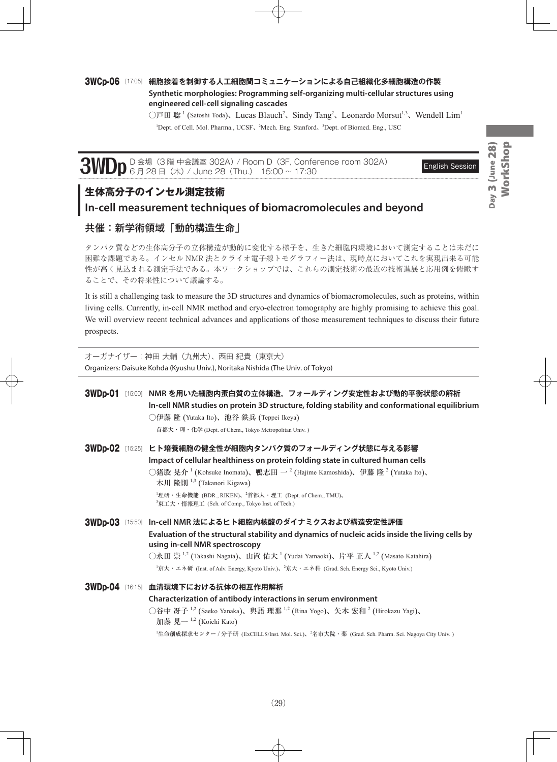**3WCp-06** [17:05] **細胞接着を制御する人工細胞間コミュニケーションによる自己組織化多細胞構造の作製**

**Synthetic morphologies: Programming self-organizing multi-cellular structures using engineered cell-cell signaling cascades**

○戸田 聡[1] (Satoshi Toda)、Lucas Blauch[2]、Sindy Tang[2]、Leonardo Morsut[1,3]、Wendell Lim[1]

[1]Dept. of Cell. Mol. Pharma., UCSF、[2]Mech. Eng. Stanford、[3]Dept. of Biomed. Eng., USC

# 3WDp

D 会場（3 階 中会議室 302A）/ Room D（3F, Conference room 302A）
6 月 28 日（木）/ June 28（Thu.） 15:00 ~ 17:30

English Session

## 生体高分子のインセル測定技術

## In-cell measurement techniques of biomacromolecules and beyond

### 共催：新学術領域「動的構造生命」

タンパク質などの生体高分子の立体構造が動的に変化する様子を、生きた細胞内環境において測定することは未だに困難な課題である。インセル NMR 法とクライオ電子線トモグラフィー法は、現時点においてこれを実現出来る可能性が高く見込まれる測定手法である。本ワークショップでは、これらの測定技術の最近の技術進展と応用例を俯瞰することで、その将来性について議論する。

It is still a challenging task to measure the 3D structures and dynamics of biomacromolecules, such as proteins, within living cells. Currently, in-cell NMR method and cryo-electron tomography are highly promising to achieve this goal. We will overview recent technical advances and applications of those measurement techniques to discuss their future prospects.

オーガナイザー：神田 大輔（九州大）、西田 紀貴（東京大）
Organizers: Daisuke Kohda (Kyushu Univ.), Noritaka Nishida (The Univ. of Tokyo)

**3WDp-01** [15:00] **NMR を用いた細胞内蛋白質の立体構造，フォールディング安定性および動的平衡状態の解析**

**In-cell NMR studies on protein 3D structure, folding stability and conformational equilibrium**

○伊藤 隆 (Yutaka Ito)、池谷 鉄兵 (Teppei Ikeya)

首都大・理・化学 (Dept. of Chem., Tokyo Metropolitan Univ. )

**3WDp-02** [15:25] **ヒト培養細胞の健全性が細胞内タンパク質のフォールディング状態に与える影響**

**Impact of cellular healthiness on protein folding state in cultured human cells**

○猪股 晃介[1] (Kohsuke Inomata)、鴨志田 一[2] (Hajime Kamoshida)、伊藤 隆[2] (Yutaka Ito)、木川 隆則[1,3] (Takanori Kigawa)

[1]理研・生命機能 (BDR., RIKEN)、[2]首都大・理工 (Dept. of Chem., TMU)、[3]東工大・情報理工 (Sch. of Comp., Tokyo Inst. of Tech.)

**3WDp-03** [15:50] **In-cell NMR 法によるヒト細胞内核酸のダイナミクスおよび構造安定性評価**

**Evaluation of the structural stability and dynamics of nucleic acids inside the living cells by using in-cell NMR spectroscopy**

○永田 崇[1,2] (Takashi Nagata)、山置 佑大[1] (Yudai Yamaoki)、片平 正人[1,2] (Masato Katahira)

[1]京大・エネ研 (Inst. of Adv. Energy, Kyoto Univ.)、[2]京大・エネ科 (Grad. Sch. Energy Sci., Kyoto Univ.)

**3WDp-04** [16:15] **血清環境下における抗体の相互作用解析**

**Characterization of antibody interactions in serum environment**

○谷中 冴子[1,2] (Saeko Yanaka)、與語 理那[1,2] (Rina Yogo)、矢木 宏和[2] (Hirokazu Yagi)、加藤 晃一[1,2] (Koichi Kato)

[1]生命創成探求センター / 分子研 (ExCELLS/Inst. Mol. Sci.)、[2]名市大院・薬 (Grad. Sch. Pharm. Sci. Nagoya City Univ. )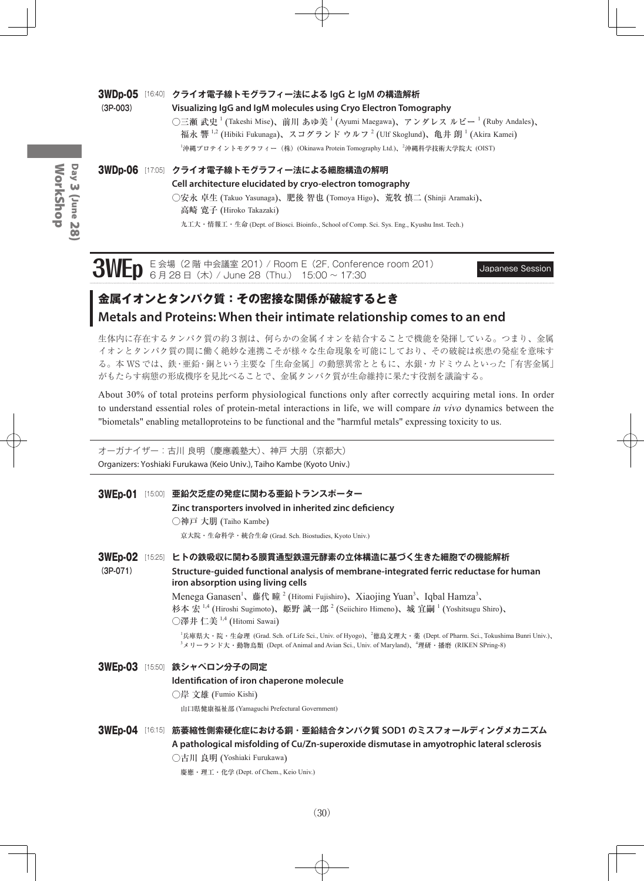**3WDp-05** [16:40] **クライオ電子線トモグラフィー法による IgG と IgM の構造解析**
(3P-003)
**Visualizing IgG and IgM molecules using Cryo Electron Tomography**
○三瀬 武史[1] (Takeshi Mise)、前川 あゆ美[1] (Ayumi Maegawa)、アンダレス ルビー[1] (Ruby Andales)、福永 響[1,2] (Hibiki Fukunaga)、スコグランド ウルフ[2] (Ulf Skoglund)、亀井 朗[1] (Akira Kamei)
[1]沖縄プロテイントモグラフィー（株）(Okinawa Protein Tomography Ltd.)、[2]沖縄科学技術大学院大 (OIST)

**3WDp-06** [17:05] **クライオ電子線トモグラフィー法による細胞構造の解明**
**Cell architecture elucidated by cryo-electron tomography**
○安永 卓生 (Takuo Yasunaga)、肥後 智也 (Tomoya Higo)、荒牧 慎二 (Shinji Aramaki)、高崎 寛子 (Hiroko Takazaki)
九工大・情報工・生命 (Dept. of Biosci. Bioinfo., School of Comp. Sci. Sys. Eng., Kyushu Inst. Tech.)

# 3WEp

E 会場（2 階 中会議室 201）/ Room E（2F, Conference room 201）
6 月 28 日（木）/ June 28（Thu.） 15:00 ～ 17:30

Japanese Session

## 金属イオンとタンパク質：その密接な関係が破綻するとき
## Metals and Proteins: When their intimate relationship comes to an end

生体内に存在するタンパク質の約３割は、何らかの金属イオンを結合することで機能を発揮している。つまり、金属イオンとタンパク質の間に働く絶妙な連携こそが様々な生命現象を可能にしており、その破綻は疾患の発症を意味する。本 WS では、鉄・亜鉛・銅という主要な「生命金属」の動態異常とともに、水銀・カドミウムといった「有害金属」がもたらす病態の形成機序を見比べることで、金属タンパク質が生命維持に果たす役割を議論する。

About 30% of total proteins perform physiological functions only after correctly acquiring metal ions. In order to understand essential roles of protein-metal interactions in life, we will compare *in vivo* dynamics between the "biometals" enabling metalloproteins to be functional and the "harmful metals" expressing toxicity to us.

オーガナイザー：古川 良明（慶應義塾大）、神戸 大朋（京都大）
Organizers: Yoshiaki Furukawa (Keio Univ.), Taiho Kambe (Kyoto Univ.)

**3WEp-01** [15:00] **亜鉛欠乏症の発症に関わる亜鉛トランスポーター**
**Zinc transporters involved in inherited zinc deficiency**
○神戸 大朋 (Taiho Kambe)
京大院・生命科学・統合生命 (Grad. Sch. Biostudies, Kyoto Univ.)

**3WEp-02** [15:25] **ヒトの鉄吸収に関わる膜貫通型鉄還元酵素の立体構造に基づく生きた細胞での機能解析**
(3P-071)
**Structure-guided functional analysis of membrane-integrated ferric reductase for human iron absorption using living cells**
Menega Ganasen[1]、藤代 瞳[2] (Hitomi Fujishiro)、Xiaojing Yuan[3]、Iqbal Hamza[3]、杉本 宏[1,4] (Hiroshi Sugimoto)、姫野 誠一郎[2] (Seiichiro Himeno)、城 宜嗣[1] (Yoshitsugu Shiro)、○澤井 仁美[1,4] (Hitomi Sawai)
[1]兵庫県大・院・生命理 (Grad. Sch. of Life Sci., Univ. of Hyogo)、[2]徳島文理大・薬 (Dept. of Pharm. Sci., Tokushima Bunri Univ.)、[3]メリーランド大・動物鳥類 (Dept. of Animal and Avian Sci., Univ. of Maryland)、[4]理研・播磨 (RIKEN SPring-8)

**3WEp-03** [15:50] **鉄シャペロン分子の同定**
**Identification of iron chaperone molecule**
○岸 文雄 (Fumio Kishi)
山口県健康福祉部 (Yamaguchi Prefectural Government)

**3WEp-04** [16:15] **筋萎縮性側索硬化症における銅・亜鉛結合タンパク質 SOD1 のミスフォールディングメカニズム**
**A pathological misfolding of Cu/Zn-superoxide dismutase in amyotrophic lateral sclerosis**
○古川 良明 (Yoshiaki Furukawa)
慶應・理工・化学 (Dept. of Chem., Keio Univ.)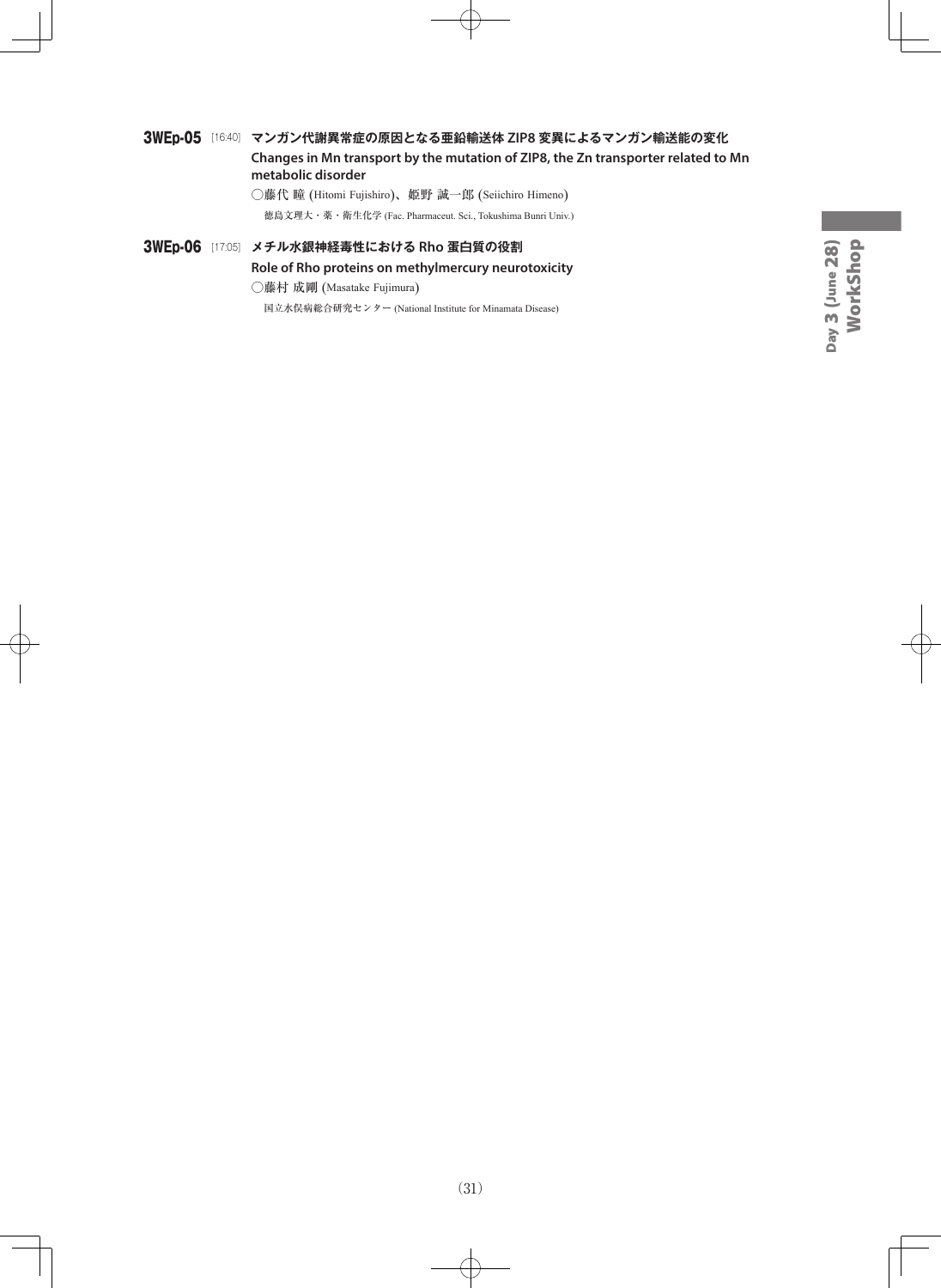**3WEp-05** [16:40] **マンガン代謝異常症の原因となる亜鉛輸送体 ZIP8 変異によるマンガン輸送能の変化**

**Changes in Mn transport by the mutation of ZIP8, the Zn transporter related to Mn metabolic disorder**

○藤代 瞳 (Hitomi Fujishiro)、姫野 誠一郎 (Seiichiro Himeno)

徳島文理大・薬・衛生化学 (Fac. Pharmaceut. Sci., Tokushima Bunri Univ.)

**3WEp-06** [17:05] **メチル水銀神経毒性における Rho 蛋白質の役割**

**Role of Rho proteins on methylmercury neurotoxicity**

○藤村 成剛 (Masatake Fujimura)

国立水俣病総合研究センター (National Institute for Minamata Disease)